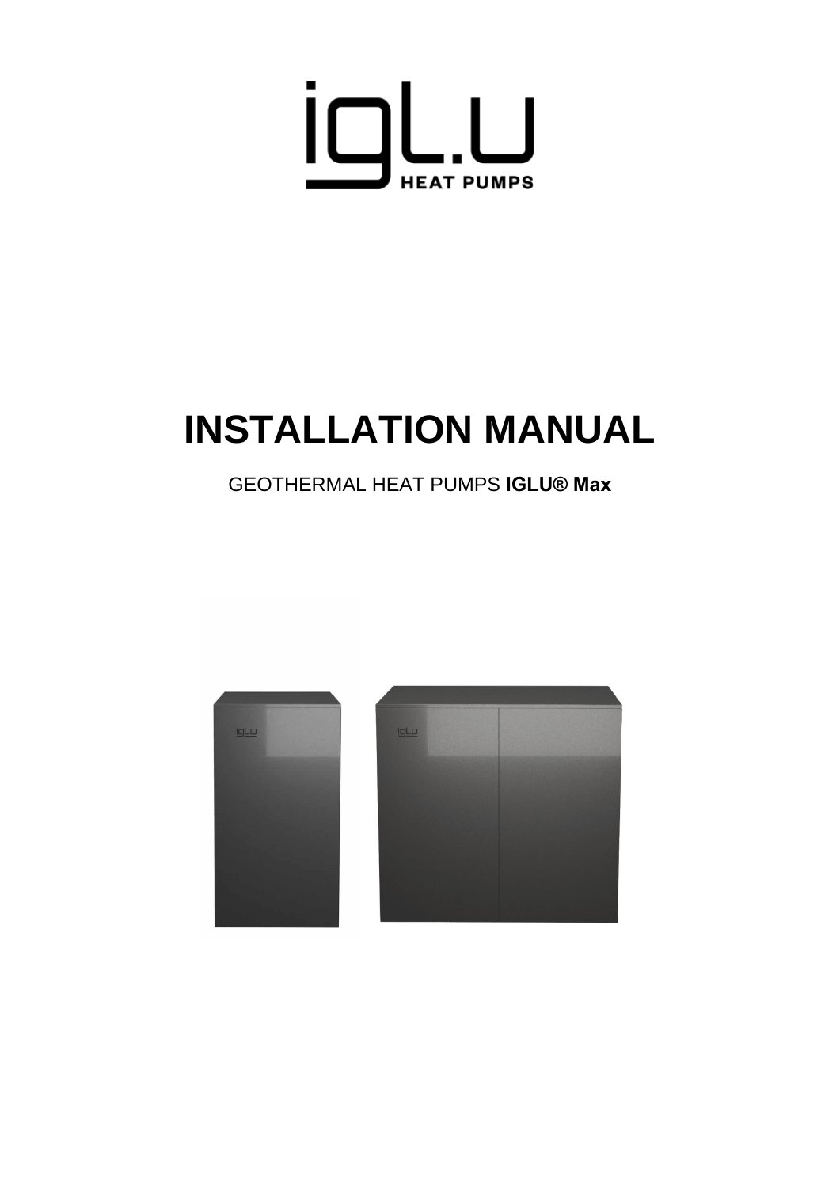# INSTALLATION MANUAL

GEOTHERMAL HEAT PUMPS **IGLU® Max**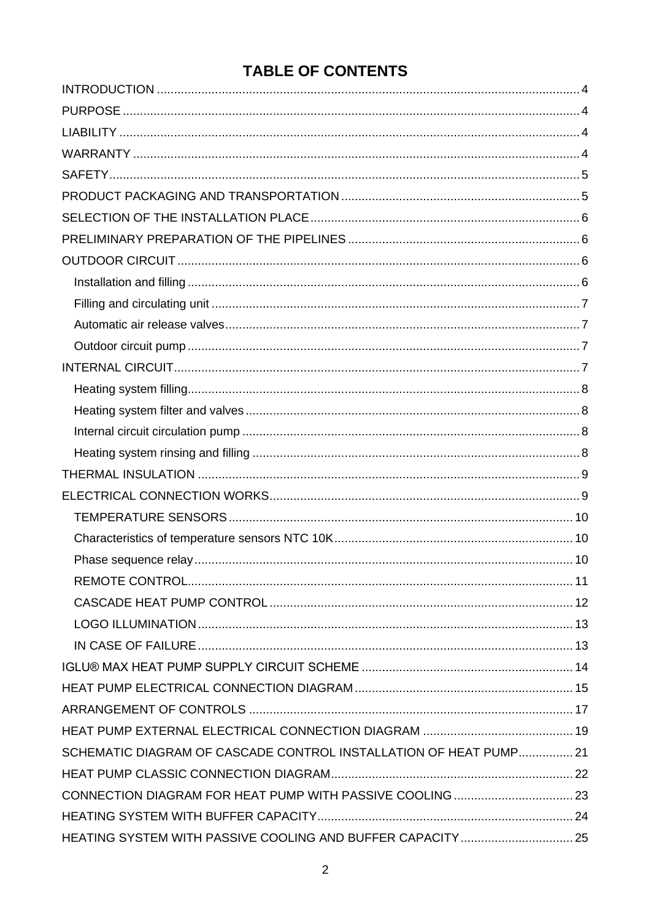# TABLE OF CONTENTS

- INTRODUCTION .......... 4
- PURPOSE .......... 4
- LIABILITY .......... 4
- WARRANTY .......... 4
- SAFETY .......... 5
- PRODUCT PACKAGING AND TRANSPORTATION .......... 5
- SELECTION OF THE INSTALLATION PLACE .......... 6
- PRELIMINARY PREPARATION OF THE PIPELINES .......... 6
- OUTDOOR CIRCUIT .......... 6
  - Installation and filling .......... 6
  - Filling and circulating unit .......... 7
  - Automatic air release valves .......... 7
  - Outdoor circuit pump .......... 7
- INTERNAL CIRCUIT .......... 7
  - Heating system filling .......... 8
  - Heating system filter and valves .......... 8
  - Internal circuit circulation pump .......... 8
  - Heating system rinsing and filling .......... 8
- THERMAL INSULATION .......... 9
- ELECTRICAL CONNECTION WORKS .......... 9
  - TEMPERATURE SENSORS .......... 10
  - Characteristics of temperature sensors NTC 10K .......... 10
  - Phase sequence relay .......... 10
  - REMOTE CONTROL .......... 11
  - CASCADE HEAT PUMP CONTROL .......... 12
  - LOGO ILLUMINATION .......... 13
  - IN CASE OF FAILURE .......... 13
- IGLU® MAX HEAT PUMP SUPPLY CIRCUIT SCHEME .......... 14
- HEAT PUMP ELECTRICAL CONNECTION DIAGRAM .......... 15
- ARRANGEMENT OF CONTROLS .......... 17
- HEAT PUMP EXTERNAL ELECTRICAL CONNECTION DIAGRAM .......... 19
- SCHEMATIC DIAGRAM OF CASCADE CONTROL INSTALLATION OF HEAT PUMP .......... 21
- HEAT PUMP CLASSIC CONNECTION DIAGRAM .......... 22
- CONNECTION DIAGRAM FOR HEAT PUMP WITH PASSIVE COOLING .......... 23
- HEATING SYSTEM WITH BUFFER CAPACITY .......... 24
- HEATING SYSTEM WITH PASSIVE COOLING AND BUFFER CAPACITY .......... 25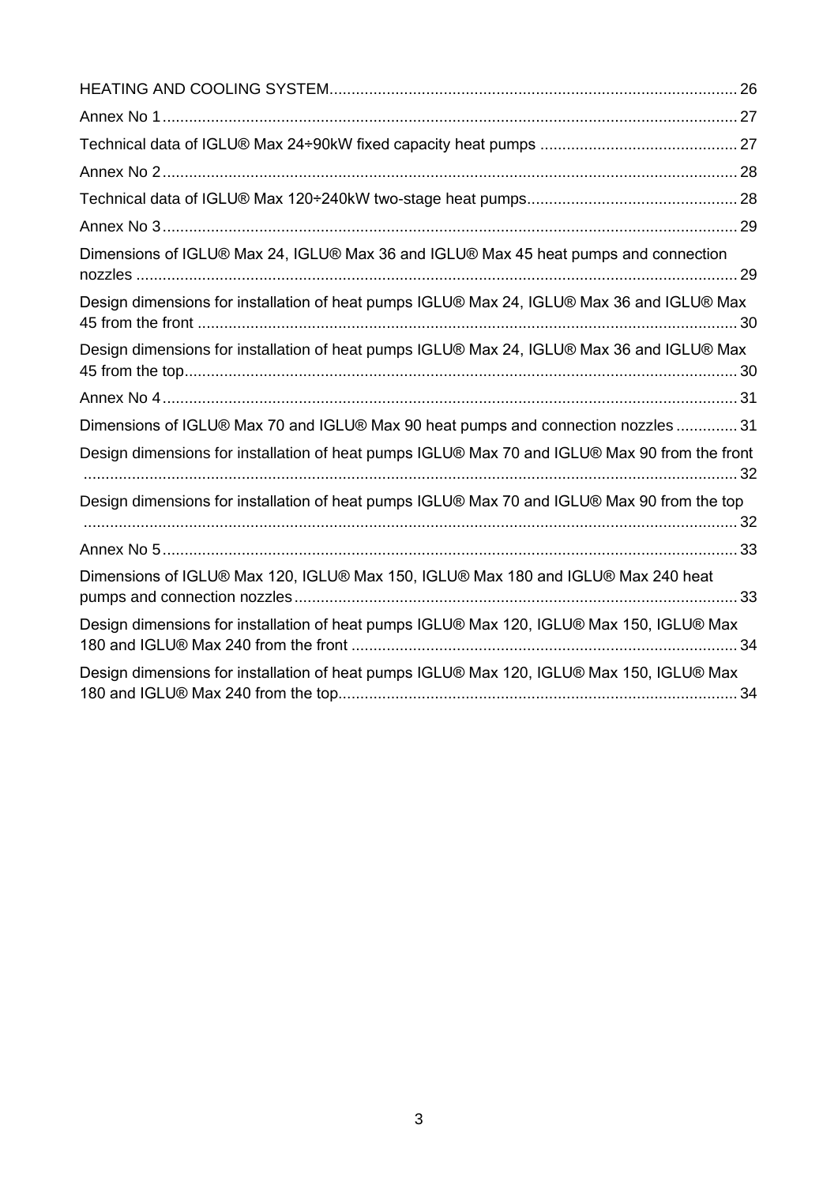HEATING AND COOLING SYSTEM ........................................................................................ 26

Annex No 1 ....................................................................................................................... 27

Technical data of IGLU® Max 24÷90kW fixed capacity heat pumps ............................................ 27

Annex No 2 ....................................................................................................................... 28

Technical data of IGLU® Max 120÷240kW two-stage heat pumps ............................................... 28

Annex No 3 ....................................................................................................................... 29

Dimensions of IGLU® Max 24, IGLU® Max 36 and IGLU® Max 45 heat pumps and connection nozzles ....................................................................................................................... 29

Design dimensions for installation of heat pumps IGLU® Max 24, IGLU® Max 36 and IGLU® Max 45 from the front ....................................................................................................... 30

Design dimensions for installation of heat pumps IGLU® Max 24, IGLU® Max 36 and IGLU® Max 45 from the top ......................................................................................................... 30

Annex No 4 ....................................................................................................................... 31

Dimensions of IGLU® Max 70 and IGLU® Max 90 heat pumps and connection nozzles ............. 31

Design dimensions for installation of heat pumps IGLU® Max 70 and IGLU® Max 90 from the front ....................................................................................................................... 32

Design dimensions for installation of heat pumps IGLU® Max 70 and IGLU® Max 90 from the top ....................................................................................................................... 32

Annex No 5 ....................................................................................................................... 33

Dimensions of IGLU® Max 120, IGLU® Max 150, IGLU® Max 180 and IGLU® Max 240 heat pumps and connection nozzles ....................................................................................... 33

Design dimensions for installation of heat pumps IGLU® Max 120, IGLU® Max 150, IGLU® Max 180 and IGLU® Max 240 from the front ........................................................................ 34

Design dimensions for installation of heat pumps IGLU® Max 120, IGLU® Max 150, IGLU® Max 180 and IGLU® Max 240 from the top .......................................................................... 34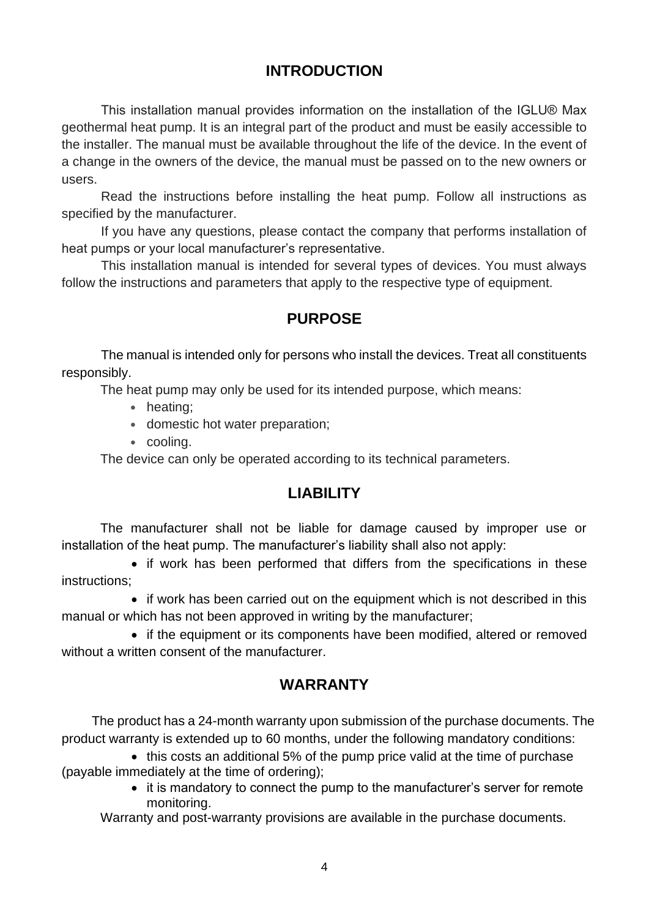## INTRODUCTION

This installation manual provides information on the installation of the IGLU® Max geothermal heat pump. It is an integral part of the product and must be easily accessible to the installer. The manual must be available throughout the life of the device. In the event of a change in the owners of the device, the manual must be passed on to the new owners or users.

Read the instructions before installing the heat pump. Follow all instructions as specified by the manufacturer.

If you have any questions, please contact the company that performs installation of heat pumps or your local manufacturer's representative.

This installation manual is intended for several types of devices. You must always follow the instructions and parameters that apply to the respective type of equipment.

## PURPOSE

The manual is intended only for persons who install the devices. Treat all constituents responsibly.

The heat pump may only be used for its intended purpose, which means:

- heating;
- domestic hot water preparation;
- cooling.

The device can only be operated according to its technical parameters.

## LIABILITY

The manufacturer shall not be liable for damage caused by improper use or installation of the heat pump. The manufacturer's liability shall also not apply:

- if work has been performed that differs from the specifications in these instructions;
- if work has been carried out on the equipment which is not described in this manual or which has not been approved in writing by the manufacturer;
- if the equipment or its components have been modified, altered or removed without a written consent of the manufacturer.

## WARRANTY

The product has a 24-month warranty upon submission of the purchase documents. The product warranty is extended up to 60 months, under the following mandatory conditions:

- this costs an additional 5% of the pump price valid at the time of purchase (payable immediately at the time of ordering);
- it is mandatory to connect the pump to the manufacturer's server for remote monitoring.

Warranty and post-warranty provisions are available in the purchase documents.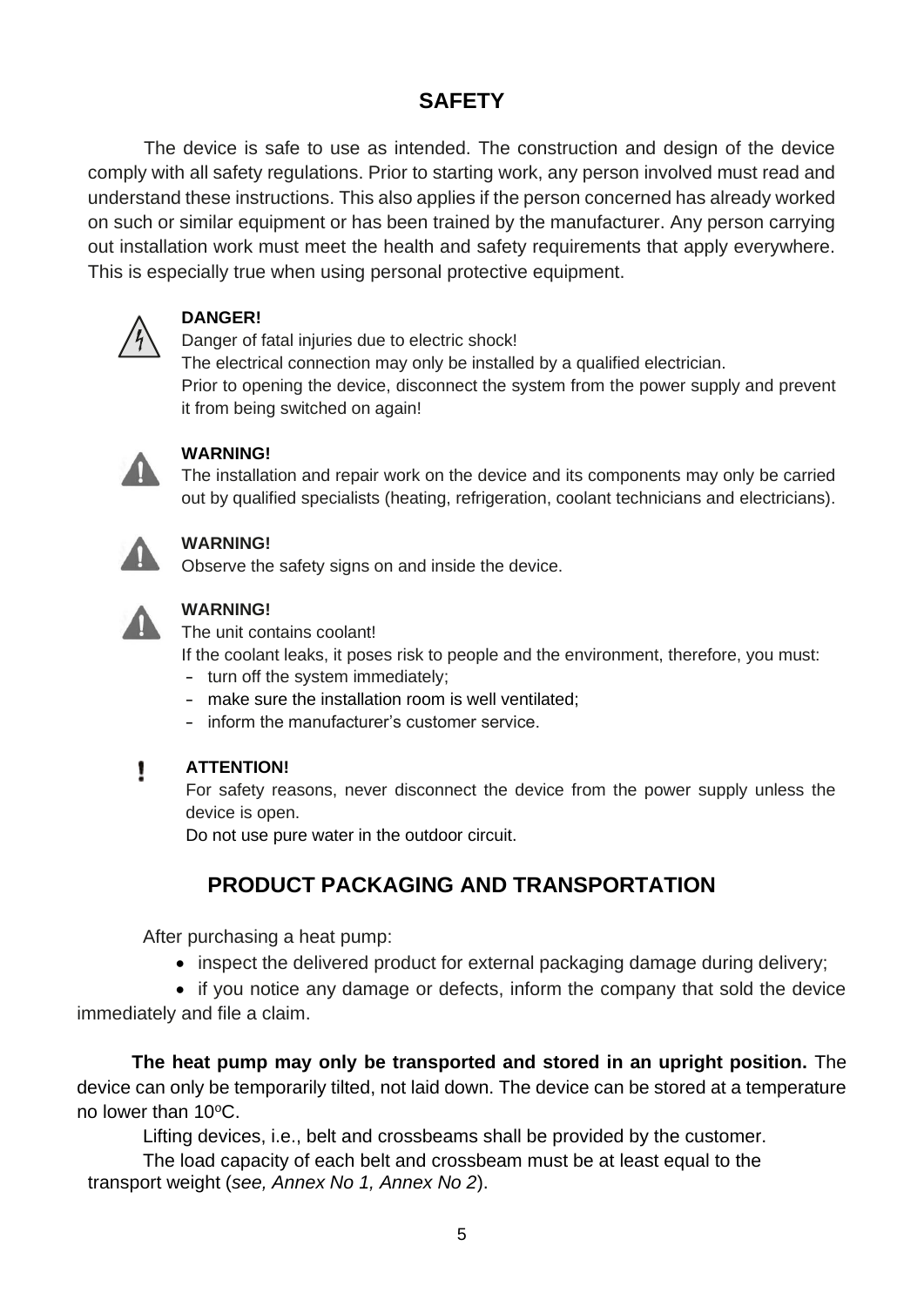## SAFETY

The device is safe to use as intended. The construction and design of the device comply with all safety regulations. Prior to starting work, any person involved must read and understand these instructions. This also applies if the person concerned has already worked on such or similar equipment or has been trained by the manufacturer. Any person carrying out installation work must meet the health and safety requirements that apply everywhere. This is especially true when using personal protective equipment.

**DANGER!**
Danger of fatal injuries due to electric shock!
The electrical connection may only be installed by a qualified electrician.
Prior to opening the device, disconnect the system from the power supply and prevent it from being switched on again!

**WARNING!**
The installation and repair work on the device and its components may only be carried out by qualified specialists (heating, refrigeration, coolant technicians and electricians).

**WARNING!**
Observe the safety signs on and inside the device.

**WARNING!**
The unit contains coolant!
If the coolant leaks, it poses risk to people and the environment, therefore, you must:

- turn off the system immediately;
- make sure the installation room is well ventilated;
- inform the manufacturer's customer service.

**ATTENTION!**
For safety reasons, never disconnect the device from the power supply unless the device is open.
Do not use pure water in the outdoor circuit.

## PRODUCT PACKAGING AND TRANSPORTATION

After purchasing a heat pump:

- inspect the delivered product for external packaging damage during delivery;
- if you notice any damage or defects, inform the company that sold the device immediately and file a claim.

**The heat pump may only be transported and stored in an upright position.** The device can only be temporarily tilted, not laid down. The device can be stored at a temperature no lower than 10ºC.

Lifting devices, i.e., belt and crossbeams shall be provided by the customer.

The load capacity of each belt and crossbeam must be at least equal to the transport weight (*see, Annex No 1, Annex No 2*).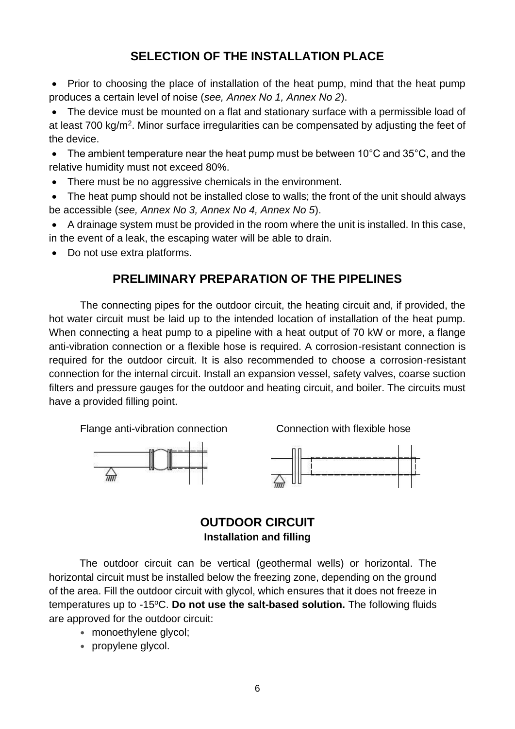## SELECTION OF THE INSTALLATION PLACE

- Prior to choosing the place of installation of the heat pump, mind that the heat pump produces a certain level of noise (*see, Annex No 1, Annex No 2*).
- The device must be mounted on a flat and stationary surface with a permissible load of at least 700 kg/m$^2$. Minor surface irregularities can be compensated by adjusting the feet of the device.
- The ambient temperature near the heat pump must be between 10°C and 35°C, and the relative humidity must not exceed 80%.
- There must be no aggressive chemicals in the environment.
- The heat pump should not be installed close to walls; the front of the unit should always be accessible (*see, Annex No 3, Annex No 4, Annex No 5*).
- A drainage system must be provided in the room where the unit is installed. In this case, in the event of a leak, the escaping water will be able to drain.
- Do not use extra platforms.

## PRELIMINARY PREPARATION OF THE PIPELINES

The connecting pipes for the outdoor circuit, the heating circuit and, if provided, the hot water circuit must be laid up to the intended location of installation of the heat pump. When connecting a heat pump to a pipeline with a heat output of 70 kW or more, a flange anti-vibration connection or a flexible hose is required. A corrosion-resistant connection is required for the outdoor circuit. It is also recommended to choose a corrosion-resistant connection for the internal circuit. Install an expansion vessel, safety valves, coarse suction filters and pressure gauges for the outdoor and heating circuit, and boiler. The circuits must have a provided filling point.

Flange anti-vibration connection

Connection with flexible hose

## OUTDOOR CIRCUIT

**Installation and filling**

The outdoor circuit can be vertical (geothermal wells) or horizontal. The horizontal circuit must be installed below the freezing zone, depending on the ground of the area. Fill the outdoor circuit with glycol, which ensures that it does not freeze in temperatures up to -15ºC. **Do not use the salt-based solution.** The following fluids are approved for the outdoor circuit:

- monoethylene glycol;
- propylene glycol.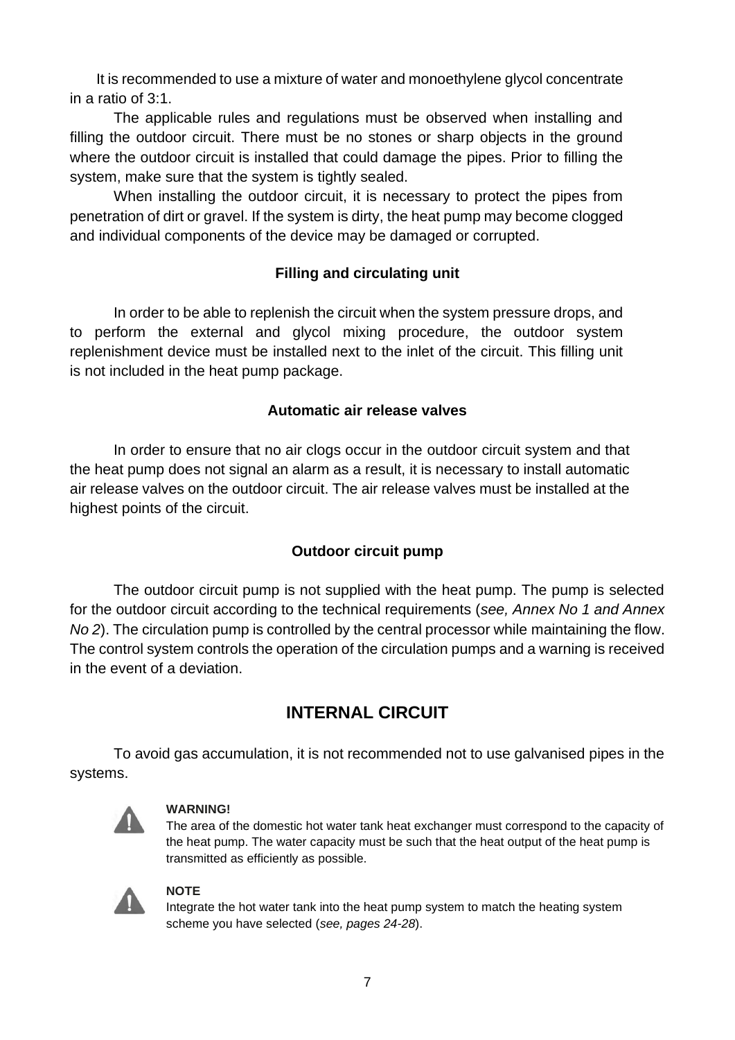It is recommended to use a mixture of water and monoethylene glycol concentrate in a ratio of 3:1.

The applicable rules and regulations must be observed when installing and filling the outdoor circuit. There must be no stones or sharp objects in the ground where the outdoor circuit is installed that could damage the pipes. Prior to filling the system, make sure that the system is tightly sealed.

When installing the outdoor circuit, it is necessary to protect the pipes from penetration of dirt or gravel. If the system is dirty, the heat pump may become clogged and individual components of the device may be damaged or corrupted.

### Filling and circulating unit

In order to be able to replenish the circuit when the system pressure drops, and to perform the external and glycol mixing procedure, the outdoor system replenishment device must be installed next to the inlet of the circuit. This filling unit is not included in the heat pump package.

### Automatic air release valves

In order to ensure that no air clogs occur in the outdoor circuit system and that the heat pump does not signal an alarm as a result, it is necessary to install automatic air release valves on the outdoor circuit. The air release valves must be installed at the highest points of the circuit.

### Outdoor circuit pump

The outdoor circuit pump is not supplied with the heat pump. The pump is selected for the outdoor circuit according to the technical requirements (*see, Annex No 1 and Annex No 2*). The circulation pump is controlled by the central processor while maintaining the flow. The control system controls the operation of the circulation pumps and a warning is received in the event of a deviation.

## INTERNAL CIRCUIT

To avoid gas accumulation, it is not recommended not to use galvanised pipes in the systems.

**WARNING!**
The area of the domestic hot water tank heat exchanger must correspond to the capacity of the heat pump. The water capacity must be such that the heat output of the heat pump is transmitted as efficiently as possible.

**NOTE**
Integrate the hot water tank into the heat pump system to match the heating system scheme you have selected (*see, pages 24-28*).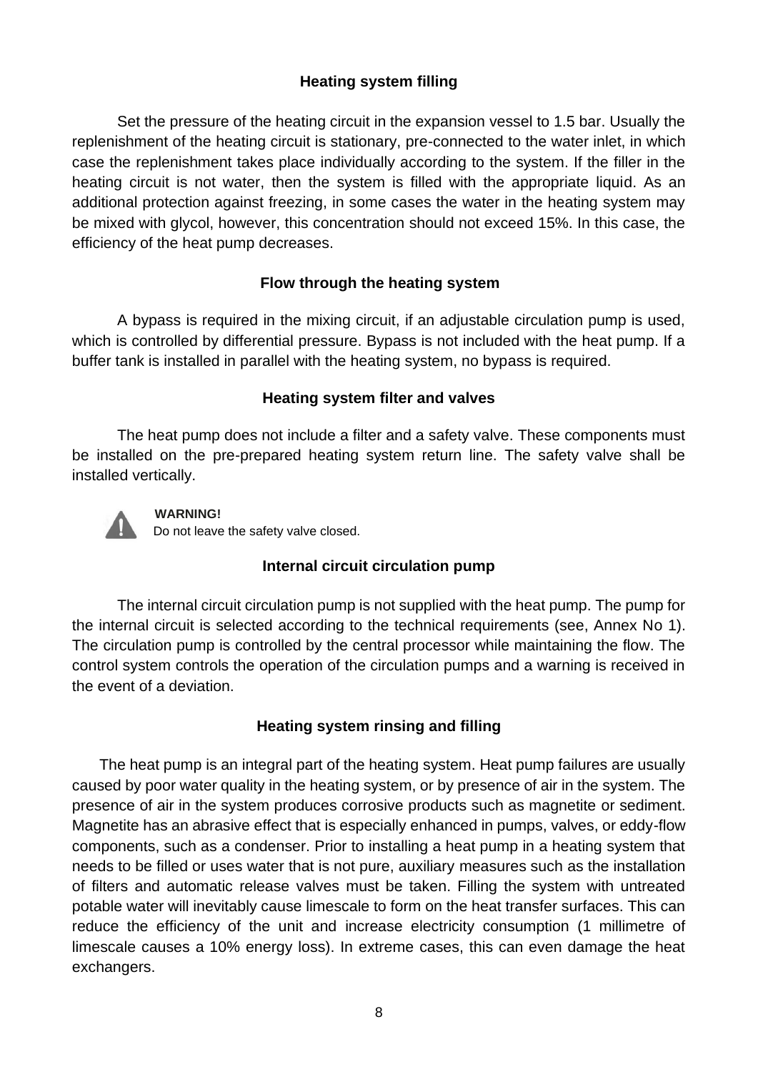## Heating system filling

Set the pressure of the heating circuit in the expansion vessel to 1.5 bar. Usually the replenishment of the heating circuit is stationary, pre-connected to the water inlet, in which case the replenishment takes place individually according to the system. If the filler in the heating circuit is not water, then the system is filled with the appropriate liquid. As an additional protection against freezing, in some cases the water in the heating system may be mixed with glycol, however, this concentration should not exceed 15%. In this case, the efficiency of the heat pump decreases.

## Flow through the heating system

A bypass is required in the mixing circuit, if an adjustable circulation pump is used, which is controlled by differential pressure. Bypass is not included with the heat pump. If a buffer tank is installed in parallel with the heating system, no bypass is required.

## Heating system filter and valves

The heat pump does not include a filter and a safety valve. These components must be installed on the pre-prepared heating system return line. The safety valve shall be installed vertically.

**WARNING!**
Do not leave the safety valve closed.

## Internal circuit circulation pump

The internal circuit circulation pump is not supplied with the heat pump. The pump for the internal circuit is selected according to the technical requirements (see, Annex No 1). The circulation pump is controlled by the central processor while maintaining the flow. The control system controls the operation of the circulation pumps and a warning is received in the event of a deviation.

## Heating system rinsing and filling

The heat pump is an integral part of the heating system. Heat pump failures are usually caused by poor water quality in the heating system, or by presence of air in the system. The presence of air in the system produces corrosive products such as magnetite or sediment. Magnetite has an abrasive effect that is especially enhanced in pumps, valves, or eddy-flow components, such as a condenser. Prior to installing a heat pump in a heating system that needs to be filled or uses water that is not pure, auxiliary measures such as the installation of filters and automatic release valves must be taken. Filling the system with untreated potable water will inevitably cause limescale to form on the heat transfer surfaces. This can reduce the efficiency of the unit and increase electricity consumption (1 millimetre of limescale causes a 10% energy loss). In extreme cases, this can even damage the heat exchangers.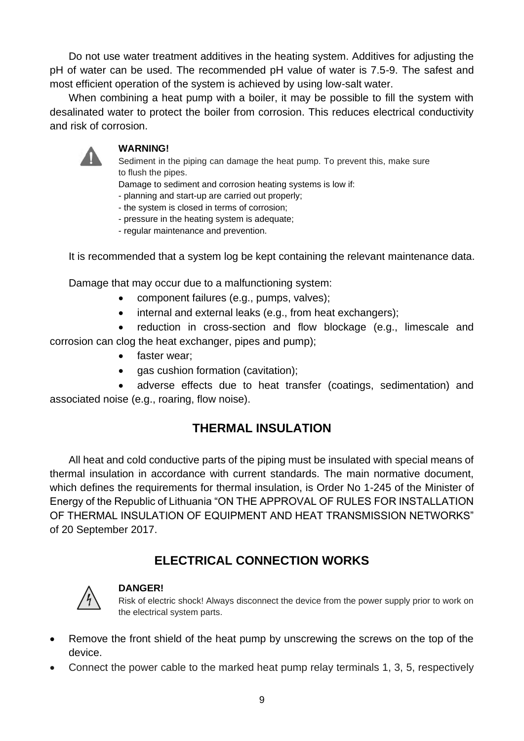Do not use water treatment additives in the heating system. Additives for adjusting the pH of water can be used. The recommended pH value of water is 7.5-9. The safest and most efficient operation of the system is achieved by using low-salt water.

When combining a heat pump with a boiler, it may be possible to fill the system with desalinated water to protect the boiler from corrosion. This reduces electrical conductivity and risk of corrosion.

> **WARNING!**
>
> Sediment in the piping can damage the heat pump. To prevent this, make sure to flush the pipes.
>
> Damage to sediment and corrosion heating systems is low if:
> - planning and start-up are carried out properly;
> - the system is closed in terms of corrosion;
> - pressure in the heating system is adequate;
> - regular maintenance and prevention.

It is recommended that a system log be kept containing the relevant maintenance data.

Damage that may occur due to a malfunctioning system:

- component failures (e.g., pumps, valves);
- internal and external leaks (e.g., from heat exchangers);
- reduction in cross-section and flow blockage (e.g., limescale and corrosion can clog the heat exchanger, pipes and pump);
- faster wear;
- gas cushion formation (cavitation);
- adverse effects due to heat transfer (coatings, sedimentation) and associated noise (e.g., roaring, flow noise).

## THERMAL INSULATION

All heat and cold conductive parts of the piping must be insulated with special means of thermal insulation in accordance with current standards. The main normative document, which defines the requirements for thermal insulation, is Order No 1-245 of the Minister of Energy of the Republic of Lithuania "ON THE APPROVAL OF RULES FOR INSTALLATION OF THERMAL INSULATION OF EQUIPMENT AND HEAT TRANSMISSION NETWORKS" of 20 September 2017.

## ELECTRICAL CONNECTION WORKS

> **DANGER!**
>
> Risk of electric shock! Always disconnect the device from the power supply prior to work on the electrical system parts.

- Remove the front shield of the heat pump by unscrewing the screws on the top of the device.
- Connect the power cable to the marked heat pump relay terminals 1, 3, 5, respectively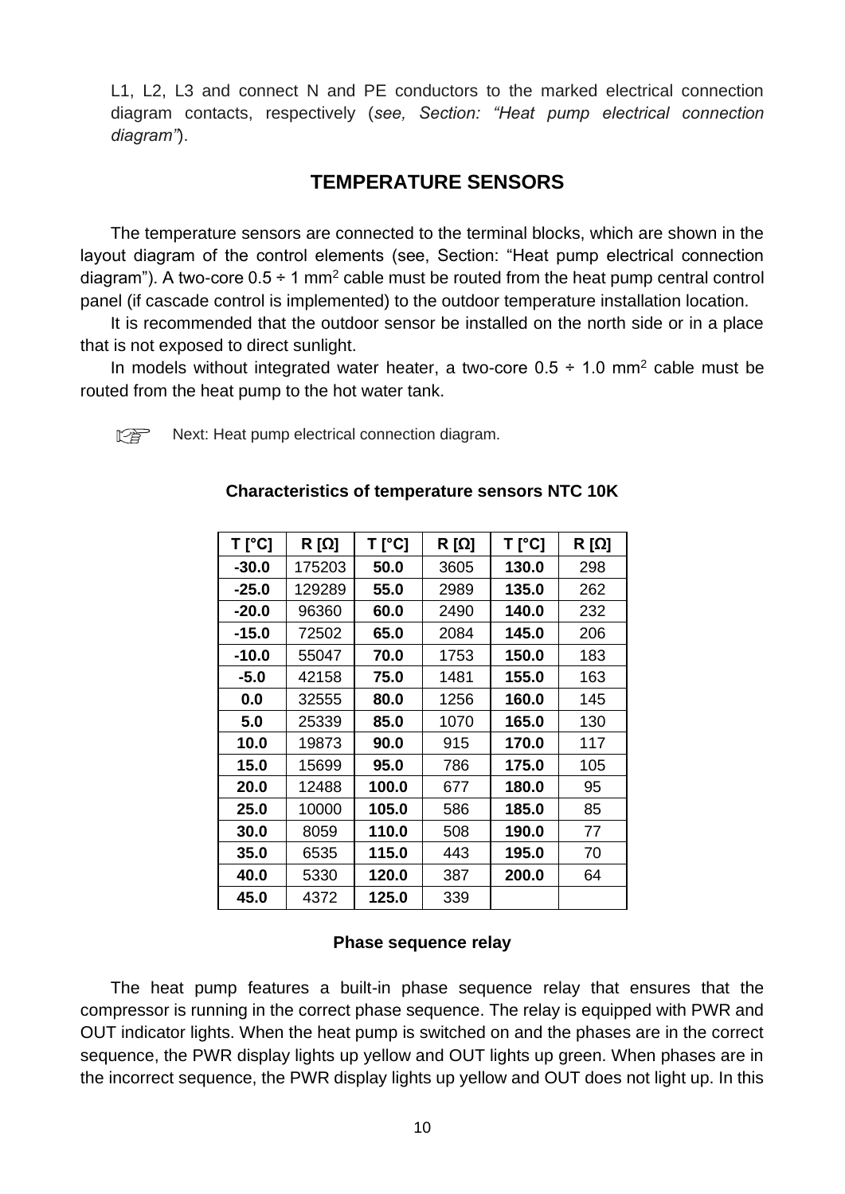L1, L2, L3 and connect N and PE conductors to the marked electrical connection diagram contacts, respectively (*see, Section: "Heat pump electrical connection diagram"*).

## TEMPERATURE SENSORS

The temperature sensors are connected to the terminal blocks, which are shown in the layout diagram of the control elements (see, Section: "Heat pump electrical connection diagram"). A two-core 0.5 ÷ 1 mm$^2$ cable must be routed from the heat pump central control panel (if cascade control is implemented) to the outdoor temperature installation location.

It is recommended that the outdoor sensor be installed on the north side or in a place that is not exposed to direct sunlight.

In models without integrated water heater, a two-core 0.5 ÷ 1.0 mm$^2$ cable must be routed from the heat pump to the hot water tank.

☞ Next: Heat pump electrical connection diagram.

**Characteristics of temperature sensors NTC 10K**

| T [°C] | R [Ω] | T [°C] | R [Ω] | T [°C] | R [Ω] |
|---|---|---|---|---|---|
| **-30.0** | 175203 | **50.0** | 3605 | **130.0** | 298 |
| **-25.0** | 129289 | **55.0** | 2989 | **135.0** | 262 |
| **-20.0** | 96360 | **60.0** | 2490 | **140.0** | 232 |
| **-15.0** | 72502 | **65.0** | 2084 | **145.0** | 206 |
| **-10.0** | 55047 | **70.0** | 1753 | **150.0** | 183 |
| **-5.0** | 42158 | **75.0** | 1481 | **155.0** | 163 |
| **0.0** | 32555 | **80.0** | 1256 | **160.0** | 145 |
| **5.0** | 25339 | **85.0** | 1070 | **165.0** | 130 |
| **10.0** | 19873 | **90.0** | 915 | **170.0** | 117 |
| **15.0** | 15699 | **95.0** | 786 | **175.0** | 105 |
| **20.0** | 12488 | **100.0** | 677 | **180.0** | 95 |
| **25.0** | 10000 | **105.0** | 586 | **185.0** | 85 |
| **30.0** | 8059 | **110.0** | 508 | **190.0** | 77 |
| **35.0** | 6535 | **115.0** | 443 | **195.0** | 70 |
| **40.0** | 5330 | **120.0** | 387 | **200.0** | 64 |
| **45.0** | 4372 | **125.0** | 339 | | |

### Phase sequence relay

The heat pump features a built-in phase sequence relay that ensures that the compressor is running in the correct phase sequence. The relay is equipped with PWR and OUT indicator lights. When the heat pump is switched on and the phases are in the correct sequence, the PWR display lights up yellow and OUT lights up green. When phases are in the incorrect sequence, the PWR display lights up yellow and OUT does not light up. In this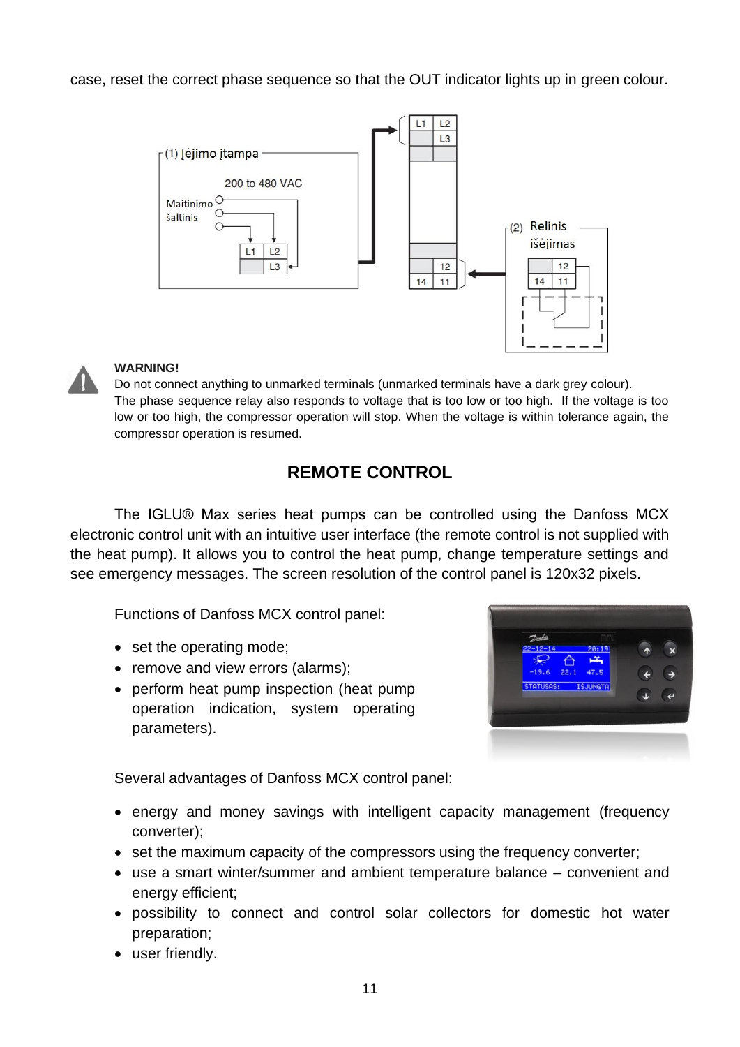case, reset the correct phase sequence so that the OUT indicator lights up in green colour.

**WARNING!**

Do not connect anything to unmarked terminals (unmarked terminals have a dark grey colour).
The phase sequence relay also responds to voltage that is too low or too high. If the voltage is too low or too high, the compressor operation will stop. When the voltage is within tolerance again, the compressor operation is resumed.

## REMOTE CONTROL

The IGLU® Max series heat pumps can be controlled using the Danfoss MCX electronic control unit with an intuitive user interface (the remote control is not supplied with the heat pump). It allows you to control the heat pump, change temperature settings and see emergency messages. The screen resolution of the control panel is 120x32 pixels.

Functions of Danfoss MCX control panel:

- set the operating mode;
- remove and view errors (alarms);
- perform heat pump inspection (heat pump operation indication, system operating parameters).

Several advantages of Danfoss MCX control panel:

- energy and money savings with intelligent capacity management (frequency converter);
- set the maximum capacity of the compressors using the frequency converter;
- use a smart winter/summer and ambient temperature balance – convenient and energy efficient;
- possibility to connect and control solar collectors for domestic hot water preparation;
- user friendly.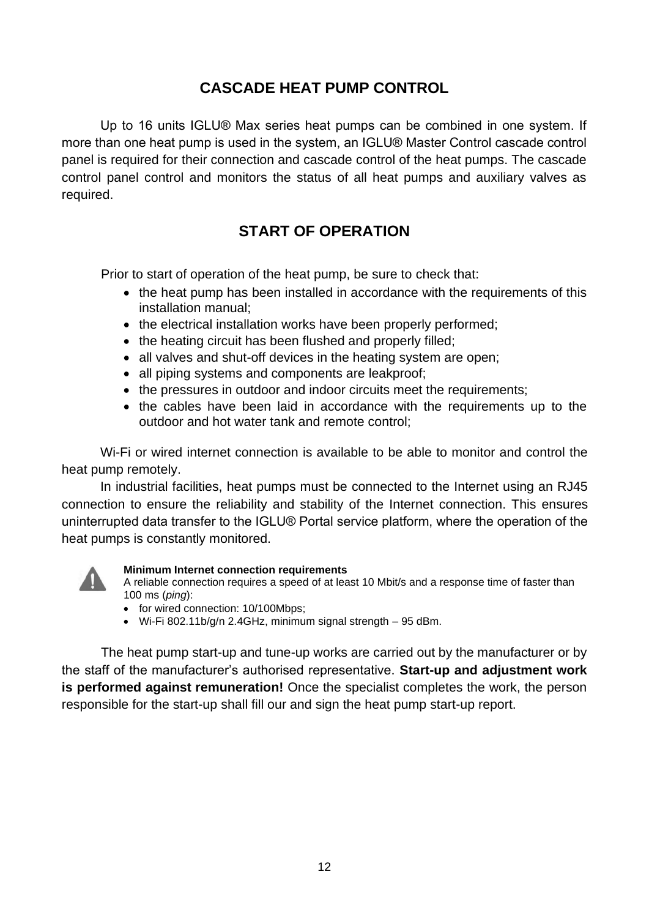## CASCADE HEAT PUMP CONTROL

Up to 16 units IGLU® Max series heat pumps can be combined in one system. If more than one heat pump is used in the system, an IGLU® Master Control cascade control panel is required for their connection and cascade control of the heat pumps. The cascade control panel control and monitors the status of all heat pumps and auxiliary valves as required.

## START OF OPERATION

Prior to start of operation of the heat pump, be sure to check that:

- the heat pump has been installed in accordance with the requirements of this installation manual;
- the electrical installation works have been properly performed;
- the heating circuit has been flushed and properly filled;
- all valves and shut-off devices in the heating system are open;
- all piping systems and components are leakproof;
- the pressures in outdoor and indoor circuits meet the requirements;
- the cables have been laid in accordance with the requirements up to the outdoor and hot water tank and remote control;

Wi-Fi or wired internet connection is available to be able to monitor and control the heat pump remotely.

In industrial facilities, heat pumps must be connected to the Internet using an RJ45 connection to ensure the reliability and stability of the Internet connection. This ensures uninterrupted data transfer to the IGLU® Portal service platform, where the operation of the heat pumps is constantly monitored.

**Minimum Internet connection requirements**
A reliable connection requires a speed of at least 10 Mbit/s and a response time of faster than 100 ms (*ping*):

- for wired connection: 10/100Mbps;
- Wi-Fi 802.11b/g/n 2.4GHz, minimum signal strength – 95 dBm.

The heat pump start-up and tune-up works are carried out by the manufacturer or by the staff of the manufacturer's authorised representative. **Start-up and adjustment work is performed against remuneration!** Once the specialist completes the work, the person responsible for the start-up shall fill our and sign the heat pump start-up report.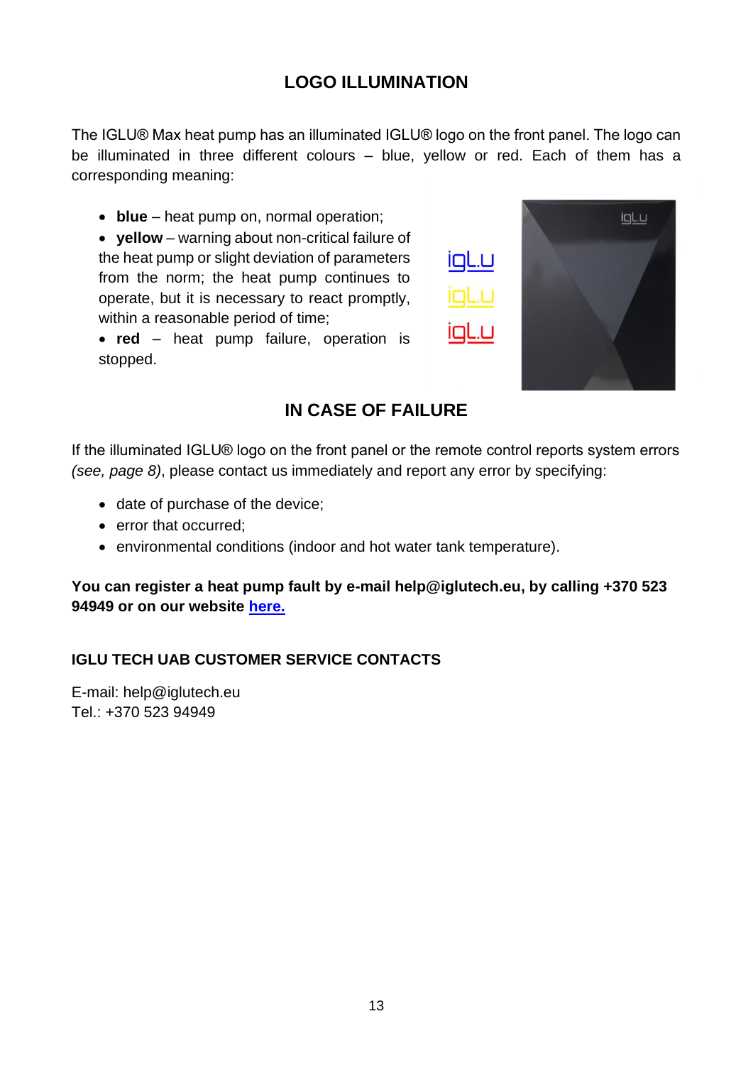## LOGO ILLUMINATION

The IGLU® Max heat pump has an illuminated IGLU® logo on the front panel. The logo can be illuminated in three different colours – blue, yellow or red. Each of them has a corresponding meaning:

- **blue** – heat pump on, normal operation;
- **yellow** – warning about non-critical failure of the heat pump or slight deviation of parameters from the norm; the heat pump continues to operate, but it is necessary to react promptly, within a reasonable period of time;
- **red** – heat pump failure, operation is stopped.

## IN CASE OF FAILURE

If the illuminated IGLU® logo on the front panel or the remote control reports system errors *(see, page 8)*, please contact us immediately and report any error by specifying:

- date of purchase of the device;
- error that occurred;
- environmental conditions (indoor and hot water tank temperature).

**You can register a heat pump fault by e-mail help@iglutech.eu, by calling +370 523 94949 or on our website [here.](#)**

### IGLU TECH UAB CUSTOMER SERVICE CONTACTS

E-mail: help@iglutech.eu
Tel.: +370 523 94949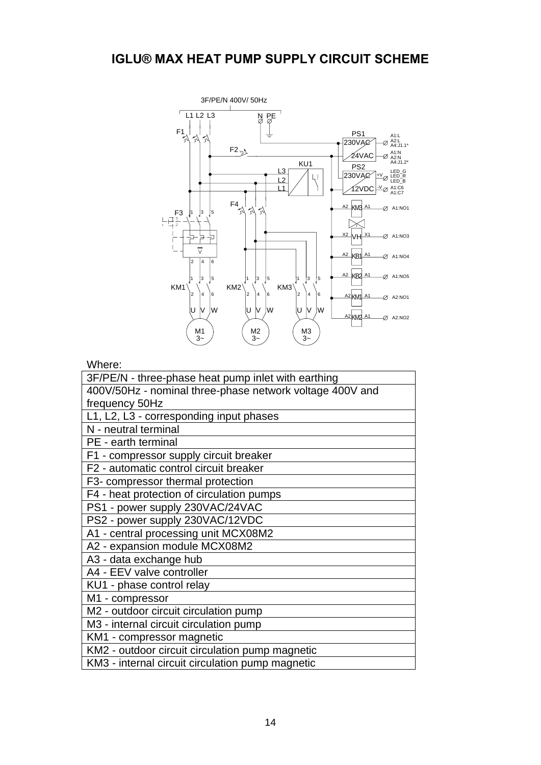# IGLU® MAX HEAT PUMP SUPPLY CIRCUIT SCHEME

Where:

| |
|---|
| 3F/PE/N - three-phase heat pump inlet with earthing |
| 400V/50Hz - nominal three-phase network voltage 400V and frequency 50Hz |
| L1, L2, L3 - corresponding input phases |
| N - neutral terminal |
| PE - earth terminal |
| F1 - compressor supply circuit breaker |
| F2 - automatic control circuit breaker |
| F3- compressor thermal protection |
| F4 - heat protection of circulation pumps |
| PS1 - power supply 230VAC/24VAC |
| PS2 - power supply 230VAC/12VDC |
| A1 - central processing unit MCX08M2 |
| A2 - expansion module MCX08M2 |
| A3 - data exchange hub |
| A4 - EEV valve controller |
| KU1 - phase control relay |
| M1 - compressor |
| M2 - outdoor circuit circulation pump |
| M3 - internal circuit circulation pump |
| KM1 - compressor magnetic |
| KM2 - outdoor circuit circulation pump magnetic |
| KM3 - internal circuit circulation pump magnetic |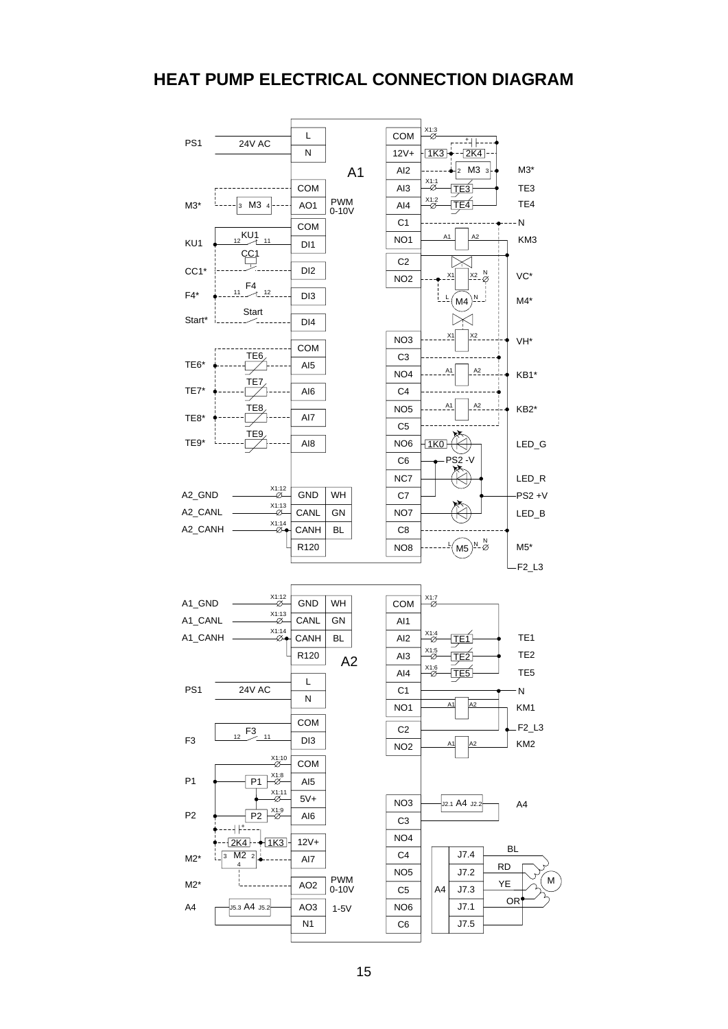# HEAT PUMP ELECTRICAL CONNECTION DIAGRAM

**A1**

| Left label | Connection | Terminal | | Terminal | Connection | Right label |
|---|---|---|---|---|---|---|
| PS1 | 24V AC | L | | COM | X1:3 | |
| | | N | | 12V+ | 1K3 – 2K4 | |
| | | | | AI2 | 2 M3 3 | M3* |
| | | COM | | AI3 | X1:1 TE3 | TE3 |
| M3* | 3 M3 4 | AO1 | PWM 0-10V | AI4 | X1:2 TE4 | TE4 |
| | | COM | | C1 | | N |
| KU1 | 12 KU1 11 | DI1 | | NO1 | A1 A2 | KM3 |
| CC1* | CC1 | DI2 | | C2 | | |
| | | | | NO2 | X1 X2 N | VC* |
| F4* | 11 F4 12 | DI3 | | | L M4 N | M4* |
| Start* | Start | DI4 | | | | |
| | | | | NO3 | X1 X2 | VH* |
| | | COM | | C3 | | |
| TE6* | TE6 | AI5 | | NO4 | A1 A2 | KB1* |
| TE7* | TE7 | AI6 | | C4 | | |
| | | | | NO5 | A1 A2 | KB2* |
| TE8* | TE8 | AI7 | | C5 | | |
| TE9* | TE9 | AI8 | | NO6 | 1K0 | LED_G |
| | | | | C6 | PS2 -V | |
| | | | | NC7 | | LED_R |
| A2_GND | X1:12 | GND | WH | C7 | | PS2 +V |
| A2_CANL | X1:13 | CANL | GN | NO7 | | LED_B |
| A2_CANH | X1:14 | CANH | BL | C8 | | |
| | | R120 | | NO8 | L M5 N N | M5* |
| | | | | | | F2_L3 |

**A2**

| Left label | Connection | Terminal | | Terminal | Connection | Right label |
|---|---|---|---|---|---|---|
| A1_GND | X1:12 | GND | WH | COM | X1:7 | |
| A1_CANL | X1:13 | CANL | GN | AI1 | | |
| A1_CANH | X1:14 | CANH | BL | AI2 | X1:4 TE1 | TE1 |
| | | R120 | | AI3 | X1:5 TE2 | TE2 |
| | | L | | AI4 | X1:6 TE5 | TE5 |
| PS1 | 24V AC | N | | C1 | | N |
| | | | | NO1 | A1 A2 | KM1 |
| | | COM | | C2 | | F2_L3 |
| F3 | 12 F3 11 | DI3 | | NO2 | A1 A2 | KM2 |
| | X1:10 | COM | | | | |
| P1 | P1 X1:8 | AI5 | | | | |
| | X1:11 | 5V+ | | NO3 | J2.1 A4 J2.2 | A4 |
| P2 | P2 X1:9 | AI6 | | C3 | | |
| | 2K4 – 1K3 | 12V+ | | NO4 | | |
| M2* | 3 M2 2 4 | AI7 | | C4 | A4 J7.4 | BL |
| | | | | NO5 | J7.2 | RD |
| M2* | | AO2 | PWM 0-10V | C5 | J7.3 | YE (M) |
| A4 | J5.3 A4 J5.2 | AO3 | 1-5V | NO6 | J7.1 | OR |
| | | N1 | | C6 | J7.5 | |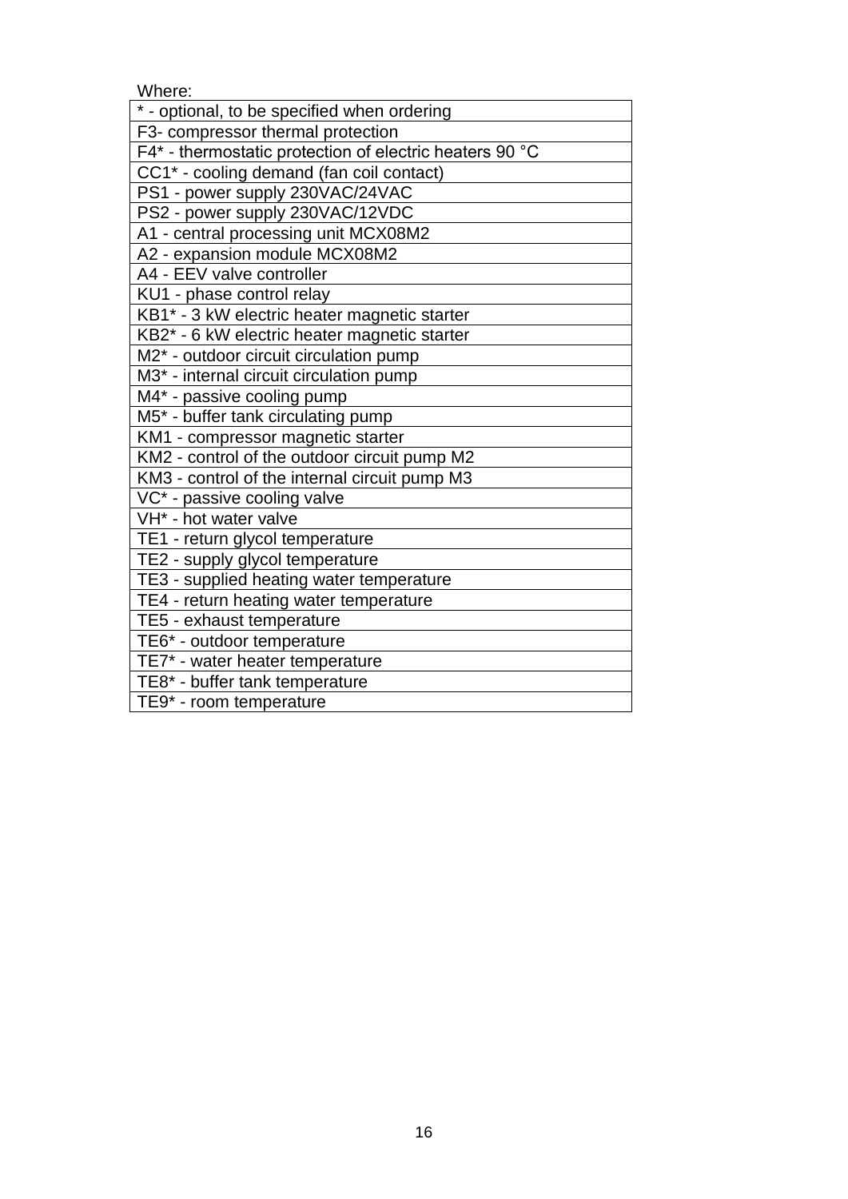Where:

| * - optional, to be specified when ordering |
|---|
| F3- compressor thermal protection |
| F4* - thermostatic protection of electric heaters 90 °C |
| CC1* - cooling demand (fan coil contact) |
| PS1 - power supply 230VAC/24VAC |
| PS2 - power supply 230VAC/12VDC |
| A1 - central processing unit MCX08M2 |
| A2 - expansion module MCX08M2 |
| A4 - EEV valve controller |
| KU1 - phase control relay |
| KB1* - 3 kW electric heater magnetic starter |
| KB2* - 6 kW electric heater magnetic starter |
| M2* - outdoor circuit circulation pump |
| M3* - internal circuit circulation pump |
| M4* - passive cooling pump |
| M5* - buffer tank circulating pump |
| KM1 - compressor magnetic starter |
| KM2 - control of the outdoor circuit pump M2 |
| KM3 - control of the internal circuit pump M3 |
| VC* - passive cooling valve |
| VH* - hot water valve |
| TE1 - return glycol temperature |
| TE2 - supply glycol temperature |
| TE3 - supplied heating water temperature |
| TE4 - return heating water temperature |
| TE5 - exhaust temperature |
| TE6* - outdoor temperature |
| TE7* - water heater temperature |
| TE8* - buffer tank temperature |
| TE9* - room temperature |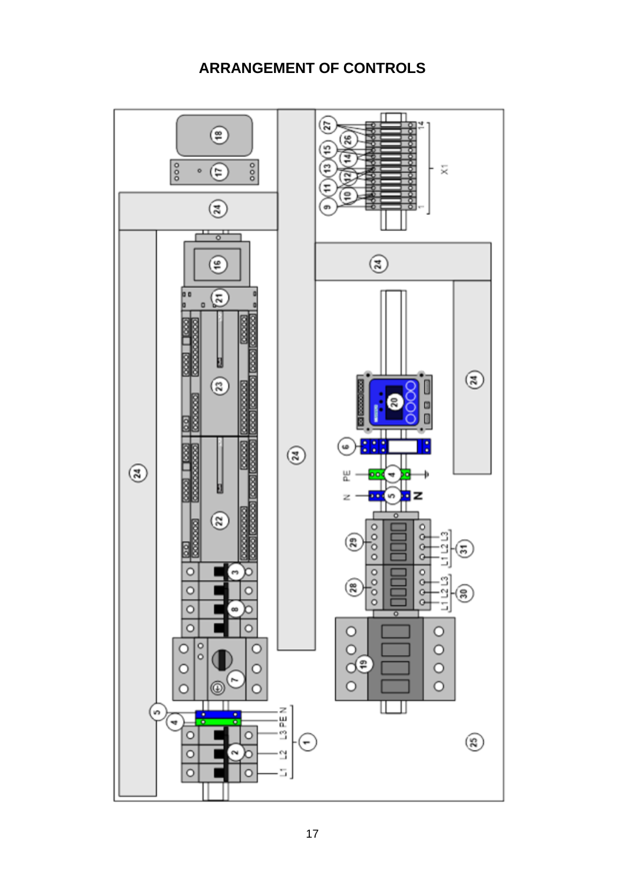# ARRANGEMENT OF CONTROLS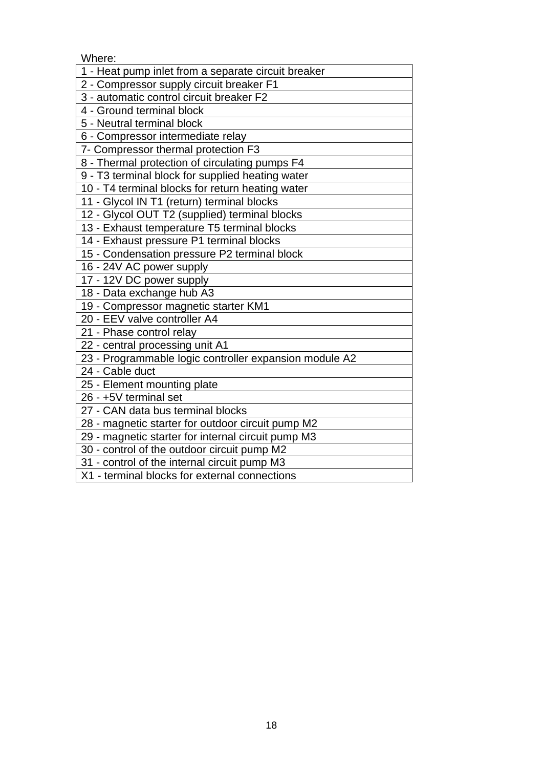Where:

| 1 - Heat pump inlet from a separate circuit breaker |
|---|
| 2 - Compressor supply circuit breaker F1 |
| 3 - automatic control circuit breaker F2 |
| 4 - Ground terminal block |
| 5 - Neutral terminal block |
| 6 - Compressor intermediate relay |
| 7- Compressor thermal protection F3 |
| 8 - Thermal protection of circulating pumps F4 |
| 9 - T3 terminal block for supplied heating water |
| 10 - T4 terminal blocks for return heating water |
| 11 - Glycol IN T1 (return) terminal blocks |
| 12 - Glycol OUT T2 (supplied) terminal blocks |
| 13 - Exhaust temperature T5 terminal blocks |
| 14 - Exhaust pressure P1 terminal blocks |
| 15 - Condensation pressure P2 terminal block |
| 16 - 24V AC power supply |
| 17 - 12V DC power supply |
| 18 - Data exchange hub A3 |
| 19 - Compressor magnetic starter KM1 |
| 20 - EEV valve controller A4 |
| 21 - Phase control relay |
| 22 - central processing unit A1 |
| 23 - Programmable logic controller expansion module A2 |
| 24 - Cable duct |
| 25 - Element mounting plate |
| 26 - +5V terminal set |
| 27 - CAN data bus terminal blocks |
| 28 - magnetic starter for outdoor circuit pump M2 |
| 29 - magnetic starter for internal circuit pump M3 |
| 30 - control of the outdoor circuit pump M2 |
| 31 - control of the internal circuit pump M3 |
| X1 - terminal blocks for external connections |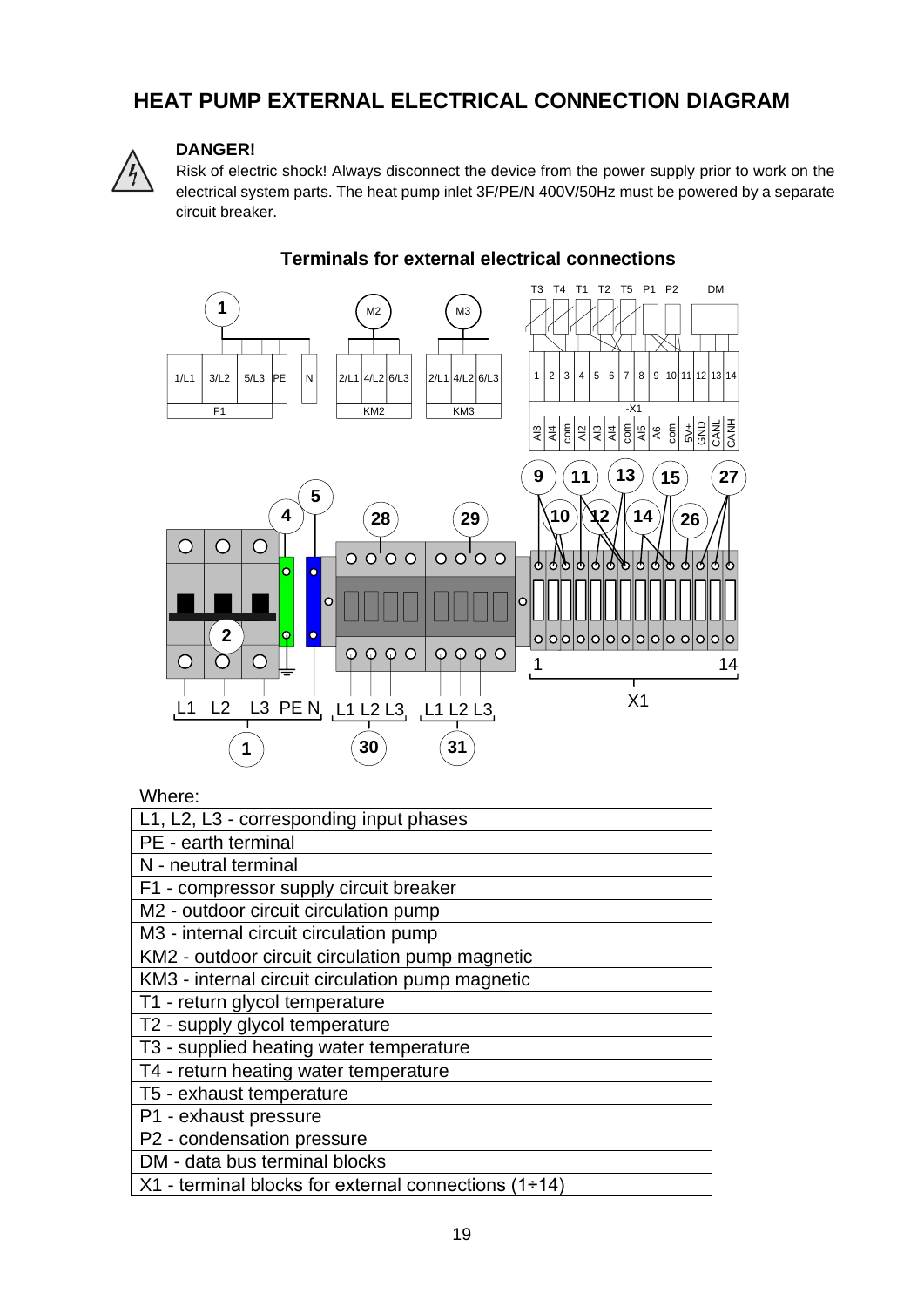# HEAT PUMP EXTERNAL ELECTRICAL CONNECTION DIAGRAM

**DANGER!**

Risk of electric shock! Always disconnect the device from the power supply prior to work on the electrical system parts. The heat pump inlet 3F/PE/N 400V/50Hz must be powered by a separate circuit breaker.

**Terminals for external electrical connections**

Where:

| |
|---|
| L1, L2, L3 - corresponding input phases |
| PE - earth terminal |
| N - neutral terminal |
| F1 - compressor supply circuit breaker |
| M2 - outdoor circuit circulation pump |
| M3 - internal circuit circulation pump |
| KM2 - outdoor circuit circulation pump magnetic |
| KM3 - internal circuit circulation pump magnetic |
| T1 - return glycol temperature |
| T2 - supply glycol temperature |
| T3 - supplied heating water temperature |
| T4 - return heating water temperature |
| T5 - exhaust temperature |
| P1 - exhaust pressure |
| P2 - condensation pressure |
| DM - data bus terminal blocks |
| X1 - terminal blocks for external connections (1÷14) |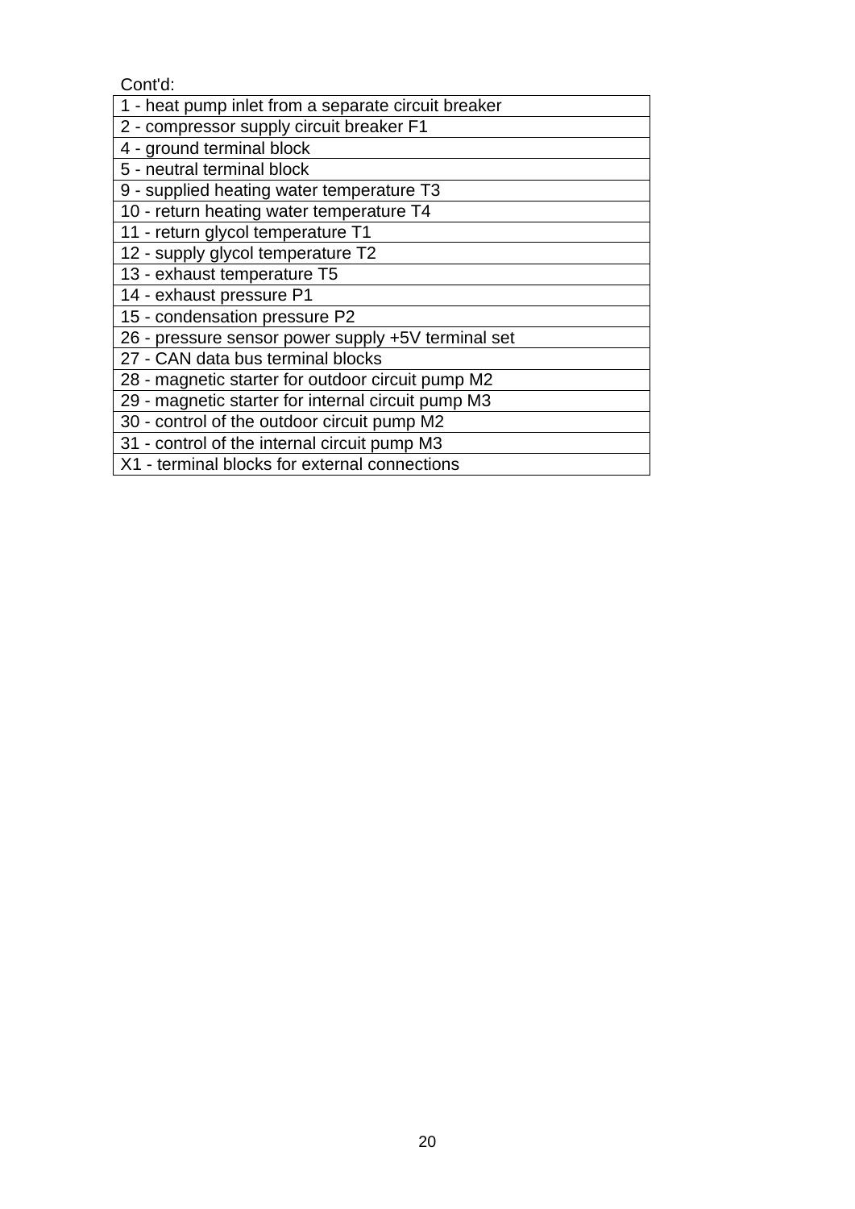Cont'd:

| 1 - heat pump inlet from a separate circuit breaker |
|---|
| 2 - compressor supply circuit breaker F1 |
| 4 - ground terminal block |
| 5 - neutral terminal block |
| 9 - supplied heating water temperature T3 |
| 10 - return heating water temperature T4 |
| 11 - return glycol temperature T1 |
| 12 - supply glycol temperature T2 |
| 13 - exhaust temperature T5 |
| 14 - exhaust pressure P1 |
| 15 - condensation pressure P2 |
| 26 - pressure sensor power supply +5V terminal set |
| 27 - CAN data bus terminal blocks |
| 28 - magnetic starter for outdoor circuit pump M2 |
| 29 - magnetic starter for internal circuit pump M3 |
| 30 - control of the outdoor circuit pump M2 |
| 31 - control of the internal circuit pump M3 |
| X1 - terminal blocks for external connections |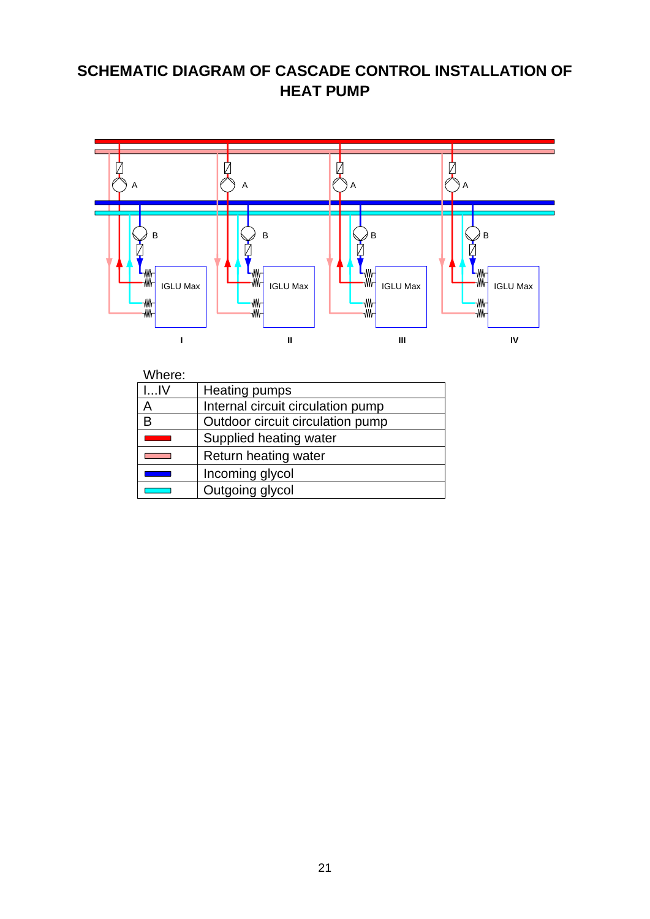# SCHEMATIC DIAGRAM OF CASCADE CONTROL INSTALLATION OF HEAT PUMP

Where:

| | |
|---|---|
| I...IV | Heating pumps |
| A | Internal circuit circulation pump |
| B | Outdoor circuit circulation pump |
| (red) | Supplied heating water |
| (pink) | Return heating water |
| (blue) | Incoming glycol |
| (cyan) | Outgoing glycol |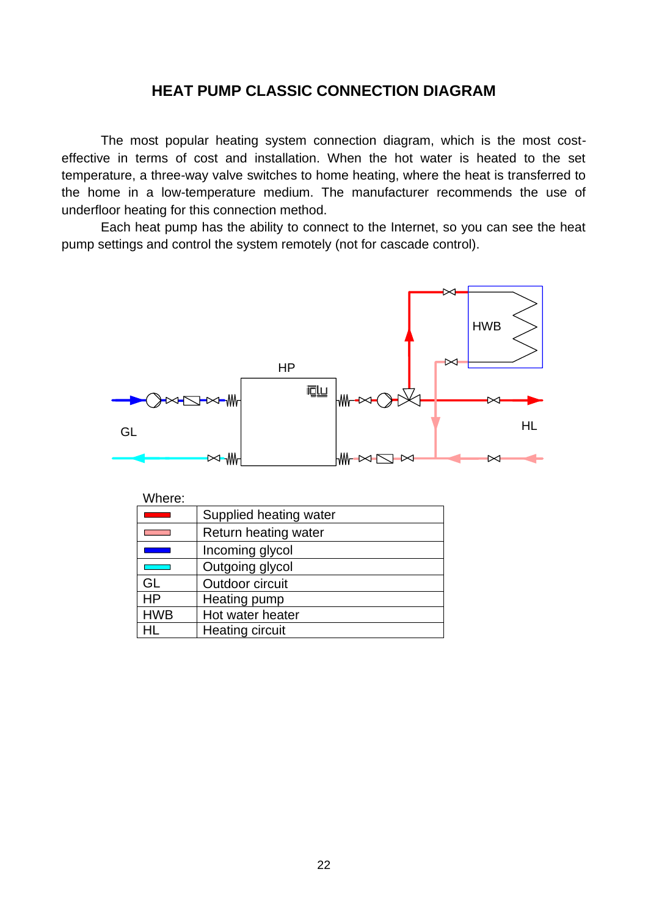## HEAT PUMP CLASSIC CONNECTION DIAGRAM

The most popular heating system connection diagram, which is the most cost-effective in terms of cost and installation. When the hot water is heated to the set temperature, a three-way valve switches to home heating, where the heat is transferred to the home in a low-temperature medium. The manufacturer recommends the use of underfloor heating for this connection method.

Each heat pump has the ability to connect to the Internet, so you can see the heat pump settings and control the system remotely (not for cascade control).

HWB

HP

GL

HL

Where:

| | |
|---|---|
| (red) | Supplied heating water |
| (pink) | Return heating water |
| (blue) | Incoming glycol |
| (cyan) | Outgoing glycol |
| GL | Outdoor circuit |
| HP | Heating pump |
| HWB | Hot water heater |
| HL | Heating circuit |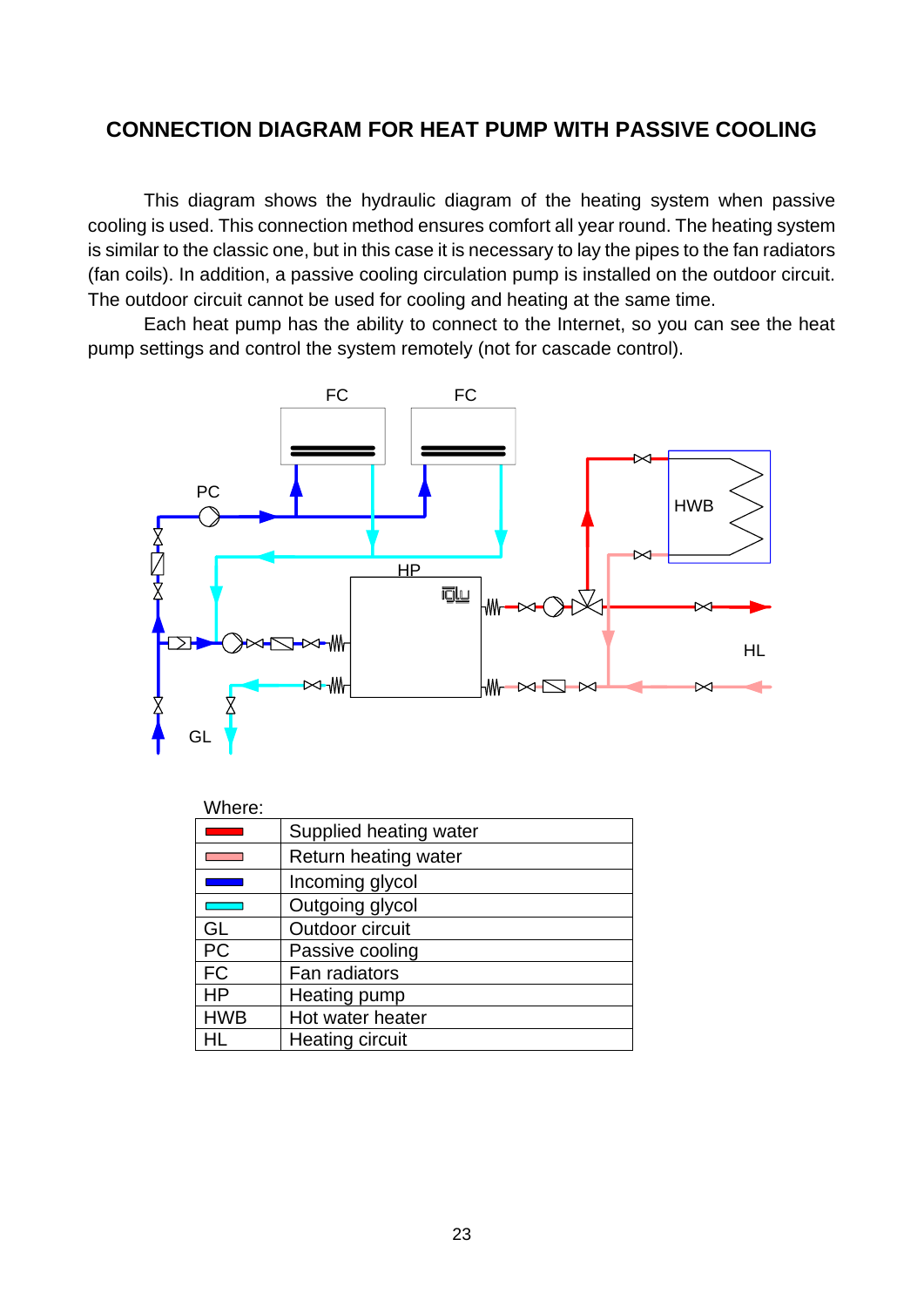## CONNECTION DIAGRAM FOR HEAT PUMP WITH PASSIVE COOLING

This diagram shows the hydraulic diagram of the heating system when passive cooling is used. This connection method ensures comfort all year round. The heating system is similar to the classic one, but in this case it is necessary to lay the pipes to the fan radiators (fan coils). In addition, a passive cooling circulation pump is installed on the outdoor circuit. The outdoor circuit cannot be used for cooling and heating at the same time.

Each heat pump has the ability to connect to the Internet, so you can see the heat pump settings and control the system remotely (not for cascade control).

Where:

| | |
|---|---|
| (red line) | Supplied heating water |
| (pink line) | Return heating water |
| (blue line) | Incoming glycol |
| (cyan line) | Outgoing glycol |
| GL | Outdoor circuit |
| PC | Passive cooling |
| FC | Fan radiators |
| HP | Heating pump |
| HWB | Hot water heater |
| HL | Heating circuit |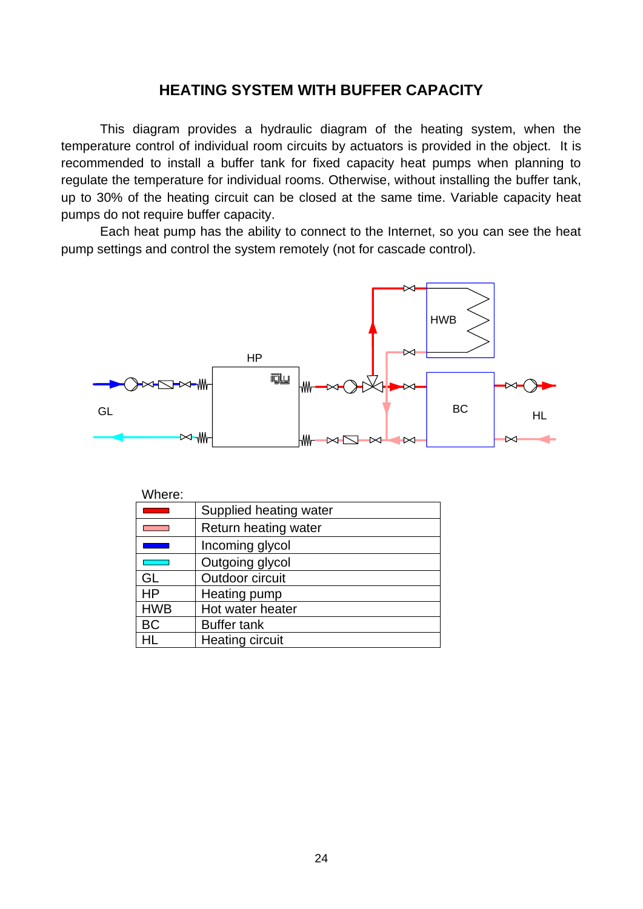## HEATING SYSTEM WITH BUFFER CAPACITY

This diagram provides a hydraulic diagram of the heating system, when the temperature control of individual room circuits by actuators is provided in the object. It is recommended to install a buffer tank for fixed capacity heat pumps when planning to regulate the temperature for individual rooms. Otherwise, without installing the buffer tank, up to 30% of the heating circuit can be closed at the same time. Variable capacity heat pumps do not require buffer capacity.

Each heat pump has the ability to connect to the Internet, so you can see the heat pump settings and control the system remotely (not for cascade control).

HWB

HP

BC

GL

HL

Where:

| | |
|---|---|
| (red line) | Supplied heating water |
| (pink line) | Return heating water |
| (blue line) | Incoming glycol |
| (cyan line) | Outgoing glycol |
| GL | Outdoor circuit |
| HP | Heating pump |
| HWB | Hot water heater |
| BC | Buffer tank |
| HL | Heating circuit |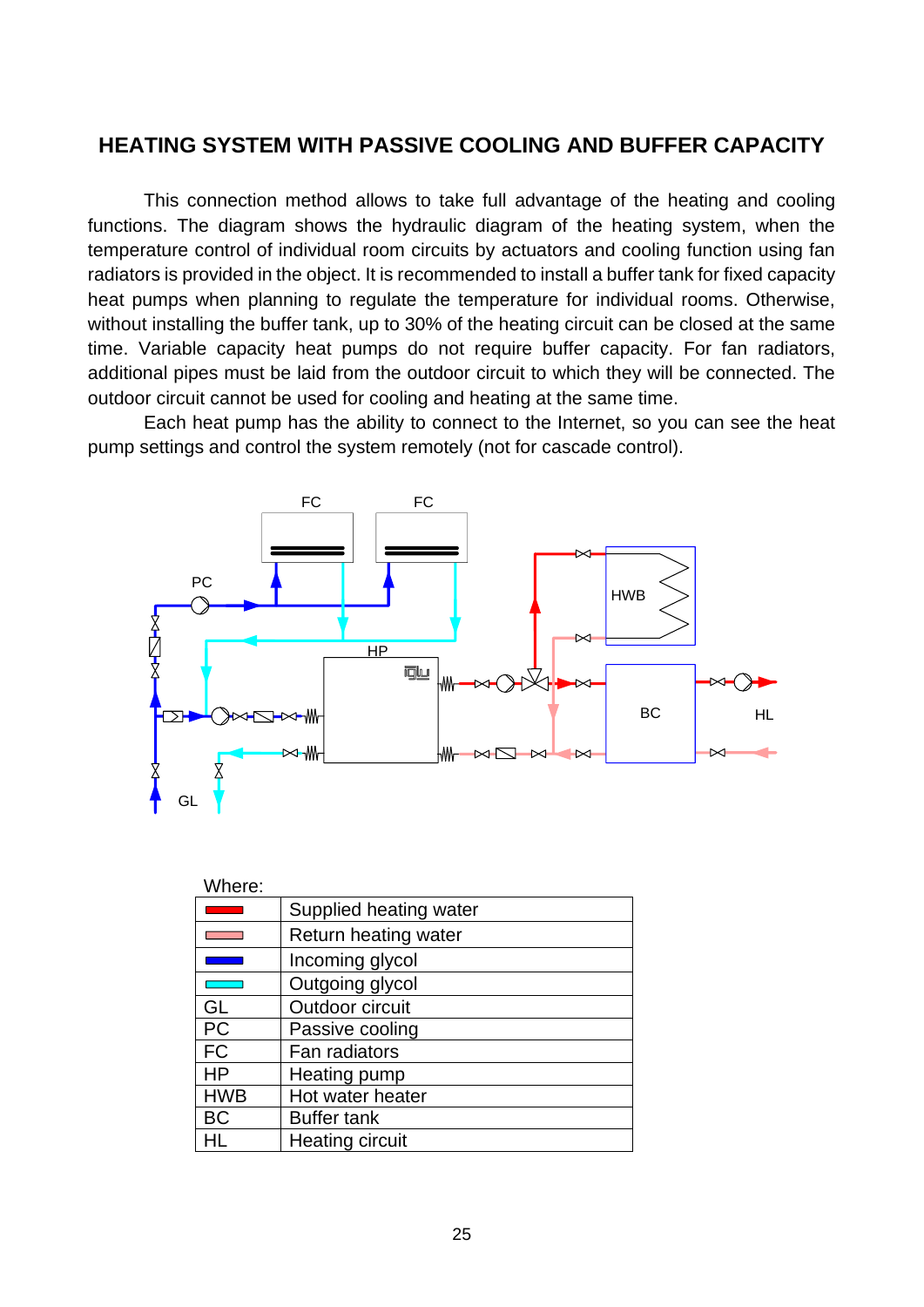# HEATING SYSTEM WITH PASSIVE COOLING AND BUFFER CAPACITY

This connection method allows to take full advantage of the heating and cooling functions. The diagram shows the hydraulic diagram of the heating system, when the temperature control of individual room circuits by actuators and cooling function using fan radiators is provided in the object. It is recommended to install a buffer tank for fixed capacity heat pumps when planning to regulate the temperature for individual rooms. Otherwise, without installing the buffer tank, up to 30% of the heating circuit can be closed at the same time. Variable capacity heat pumps do not require buffer capacity. For fan radiators, additional pipes must be laid from the outdoor circuit to which they will be connected. The outdoor circuit cannot be used for cooling and heating at the same time.

Each heat pump has the ability to connect to the Internet, so you can see the heat pump settings and control the system remotely (not for cascade control).

Where:

| | |
|---|---|
| (red line) | Supplied heating water |
| (pink line) | Return heating water |
| (blue line) | Incoming glycol |
| (cyan line) | Outgoing glycol |
| GL | Outdoor circuit |
| PC | Passive cooling |
| FC | Fan radiators |
| HP | Heating pump |
| HWB | Hot water heater |
| BC | Buffer tank |
| HL | Heating circuit |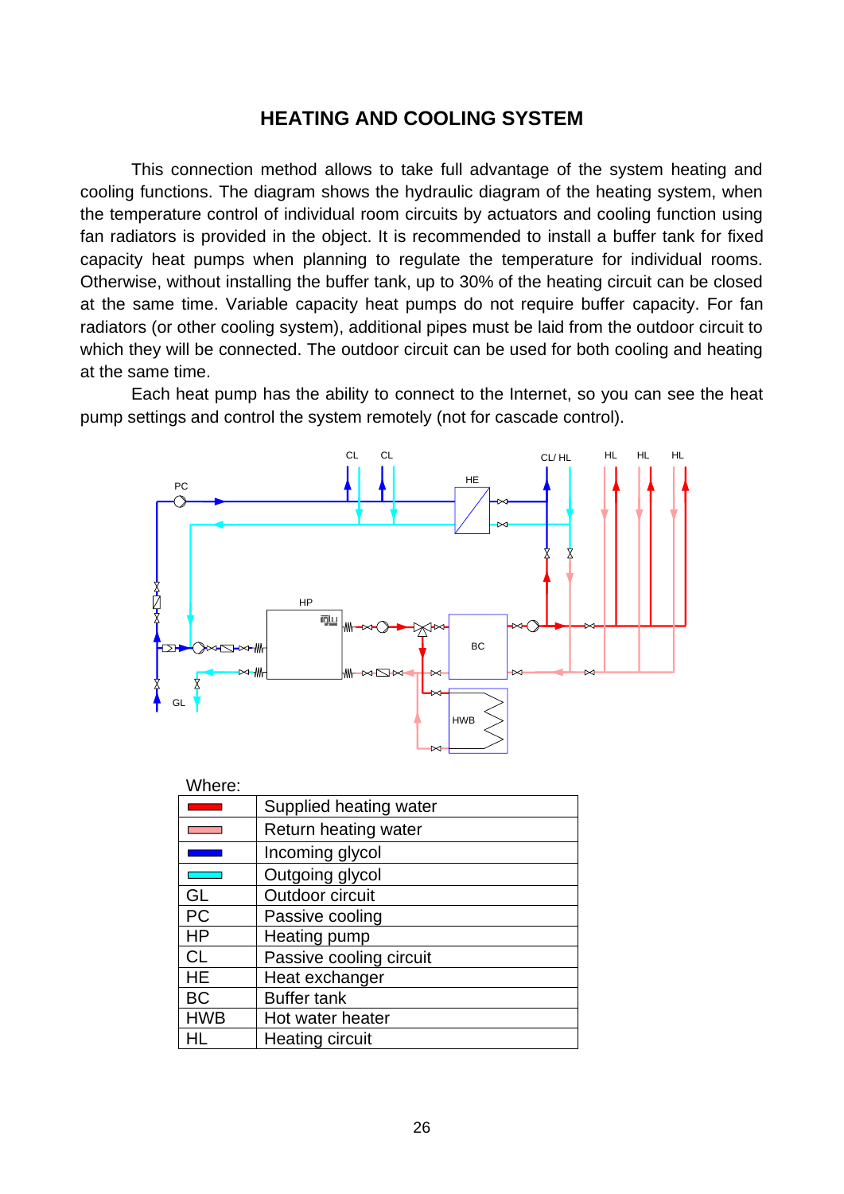# HEATING AND COOLING SYSTEM

This connection method allows to take full advantage of the system heating and cooling functions. The diagram shows the hydraulic diagram of the heating system, when the temperature control of individual room circuits by actuators and cooling function using fan radiators is provided in the object. It is recommended to install a buffer tank for fixed capacity heat pumps when planning to regulate the temperature for individual rooms. Otherwise, without installing the buffer tank, up to 30% of the heating circuit can be closed at the same time. Variable capacity heat pumps do not require buffer capacity. For fan radiators (or other cooling system), additional pipes must be laid from the outdoor circuit to which they will be connected. The outdoor circuit can be used for both cooling and heating at the same time.

Each heat pump has the ability to connect to the Internet, so you can see the heat pump settings and control the system remotely (not for cascade control).

Where:

| | |
|---|---|
| (red line) | Supplied heating water |
| (pink line) | Return heating water |
| (blue line) | Incoming glycol |
| (cyan line) | Outgoing glycol |
| GL | Outdoor circuit |
| PC | Passive cooling |
| HP | Heating pump |
| CL | Passive cooling circuit |
| HE | Heat exchanger |
| BC | Buffer tank |
| HWB | Hot water heater |
| HL | Heating circuit |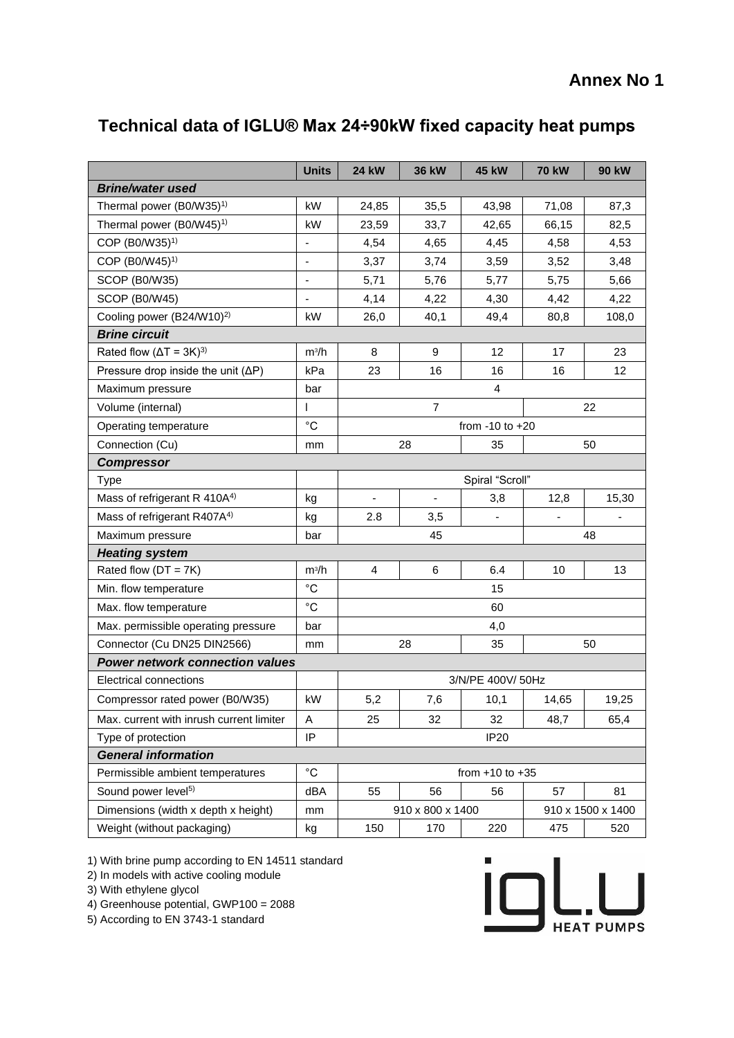**Annex No 1**

## Technical data of IGLU® Max 24÷90kW fixed capacity heat pumps

| | Units | 24 kW | 36 kW | 45 kW | 70 kW | 90 kW |
|---|---|---|---|---|---|---|
| ***Brine/water used*** | | | | | | |
| Thermal power (B0/W35)[1)] | kW | 24,85 | 35,5 | 43,98 | 71,08 | 87,3 |
| Thermal power (B0/W45)[1)] | kW | 23,59 | 33,7 | 42,65 | 66,15 | 82,5 |
| COP (B0/W35)[1)] | - | 4,54 | 4,65 | 4,45 | 4,58 | 4,53 |
| COP (B0/W45)[1)] | - | 3,37 | 3,74 | 3,59 | 3,52 | 3,48 |
| SCOP (B0/W35) | - | 5,71 | 5,76 | 5,77 | 5,75 | 5,66 |
| SCOP (B0/W45) | - | 4,14 | 4,22 | 4,30 | 4,42 | 4,22 |
| Cooling power (B24/W10)[2)] | kW | 26,0 | 40,1 | 49,4 | 80,8 | 108,0 |
| ***Brine circuit*** | | | | | | |
| Rated flow (ΔT = 3K)[3)] | $m^3/h$ | 8 | 9 | 12 | 17 | 23 |
| Pressure drop inside the unit (ΔP) | kPa | 23 | 16 | 16 | 16 | 12 |
| Maximum pressure | bar | 4 | | | | |
| Volume (internal) | l | 7 | | | 22 | |
| Operating temperature | °C | from -10 to +20 | | | | |
| Connection (Cu) | mm | 28 | | 35 | 50 | |
| ***Compressor*** | | | | | | |
| Type | | Spiral "Scroll" | | | | |
| Mass of refrigerant R 410A[4)] | kg | - | - | 3,8 | 12,8 | 15,30 |
| Mass of refrigerant R407A[4)] | kg | 2.8 | 3,5 | - | - | - |
| Maximum pressure | bar | 45 | | | 48 | |
| ***Heating system*** | | | | | | |
| Rated flow (DT = 7K) | $m^3/h$ | 4 | 6 | 6.4 | 10 | 13 |
| Min. flow temperature | °C | 15 | | | | |
| Max. flow temperature | °C | 60 | | | | |
| Max. permissible operating pressure | bar | 4,0 | | | | |
| Connector (Cu DN25 DIN2566) | mm | 28 | | 35 | 50 | |
| ***Power network connection values*** | | | | | | |
| Electrical connections | | 3/N/PE 400V/ 50Hz | | | | |
| Compressor rated power (B0/W35) | kW | 5,2 | 7,6 | 10,1 | 14,65 | 19,25 |
| Max. current with inrush current limiter | A | 25 | 32 | 32 | 48,7 | 65,4 |
| Type of protection | IP | IP20 | | | | |
| ***General information*** | | | | | | |
| Permissible ambient temperatures | °C | from +10 to +35 | | | | |
| Sound power level[5)] | dBA | 55 | 56 | 56 | 57 | 81 |
| Dimensions (width x depth x height) | mm | 910 x 800 x 1400 | | | 910 x 1500 x 1400 | |
| Weight (without packaging) | kg | 150 | 170 | 220 | 475 | 520 |

1) With brine pump according to EN 14511 standard
2) In models with active cooling module
3) With ethylene glycol
4) Greenhouse potential, GWP100 = 2088
5) According to EN 3743-1 standard

iglu HEAT PUMPS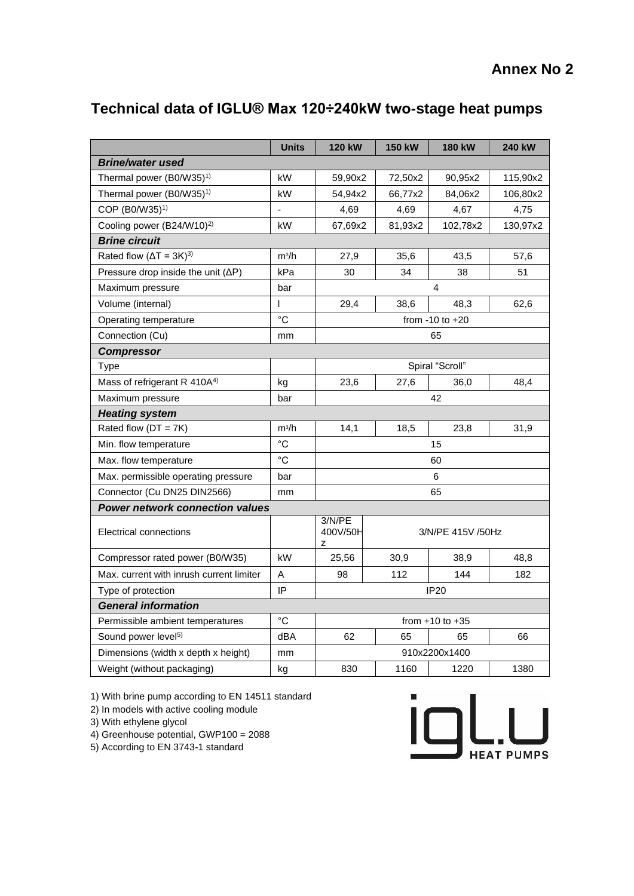**Annex No 2**

## Technical data of IGLU® Max 120÷240kW two-stage heat pumps

| | Units | 120 kW | 150 kW | 180 kW | 240 kW |
|---|---|---|---|---|---|
| ***Brine/water used*** | | | | | |
| Thermal power (B0/W35)[1] | kW | 59,90x2 | 72,50x2 | 90,95x2 | 115,90x2 |
| Thermal power (B0/W35)[1] | kW | 54,94x2 | 66,77x2 | 84,06x2 | 106,80x2 |
| COP (B0/W35)[1] | - | 4,69 | 4,69 | 4,67 | 4,75 |
| Cooling power (B24/W10)[2] | kW | 67,69x2 | 81,93x2 | 102,78x2 | 130,97x2 |
| ***Brine circuit*** | | | | | |
| Rated flow ($\Delta T$ = 3K)[3] | $m^3/h$ | 27,9 | 35,6 | 43,5 | 57,6 |
| Pressure drop inside the unit ($\Delta P$) | kPa | 30 | 34 | 38 | 51 |
| Maximum pressure | bar | 4 | | | |
| Volume (internal) | l | 29,4 | 38,6 | 48,3 | 62,6 |
| Operating temperature | °C | from -10 to +20 | | | |
| Connection (Cu) | mm | 65 | | | |
| ***Compressor*** | | | | | |
| Type | | Spiral “Scroll” | | | |
| Mass of refrigerant R 410A[4] | kg | 23,6 | 27,6 | 36,0 | 48,4 |
| Maximum pressure | bar | 42 | | | |
| ***Heating system*** | | | | | |
| Rated flow (DT = 7K) | $m^3/h$ | 14,1 | 18,5 | 23,8 | 31,9 |
| Min. flow temperature | °C | 15 | | | |
| Max. flow temperature | °C | 60 | | | |
| Max. permissible operating pressure | bar | 6 | | | |
| Connector (Cu DN25 DIN2566) | mm | 65 | | | |
| ***Power network connection values*** | | | | | |
| Electrical connections | | 3/N/PE 400V/50Hz | 3/N/PE 415V /50Hz | | |
| Compressor rated power (B0/W35) | kW | 25,56 | 30,9 | 38,9 | 48,8 |
| Max. current with inrush current limiter | A | 98 | 112 | 144 | 182 |
| Type of protection | IP | IP20 | | | |
| ***General information*** | | | | | |
| Permissible ambient temperatures | °C | from +10 to +35 | | | |
| Sound power level[5] | dBA | 62 | 65 | 65 | 66 |
| Dimensions (width x depth x height) | mm | 910x2200x1400 | | | |
| Weight (without packaging) | kg | 830 | 1160 | 1220 | 1380 |

1) With brine pump according to EN 14511 standard
2) In models with active cooling module
3) With ethylene glycol
4) Greenhouse potential, GWP100 = 2088
5) According to EN 3743-1 standard

iglu HEAT PUMPS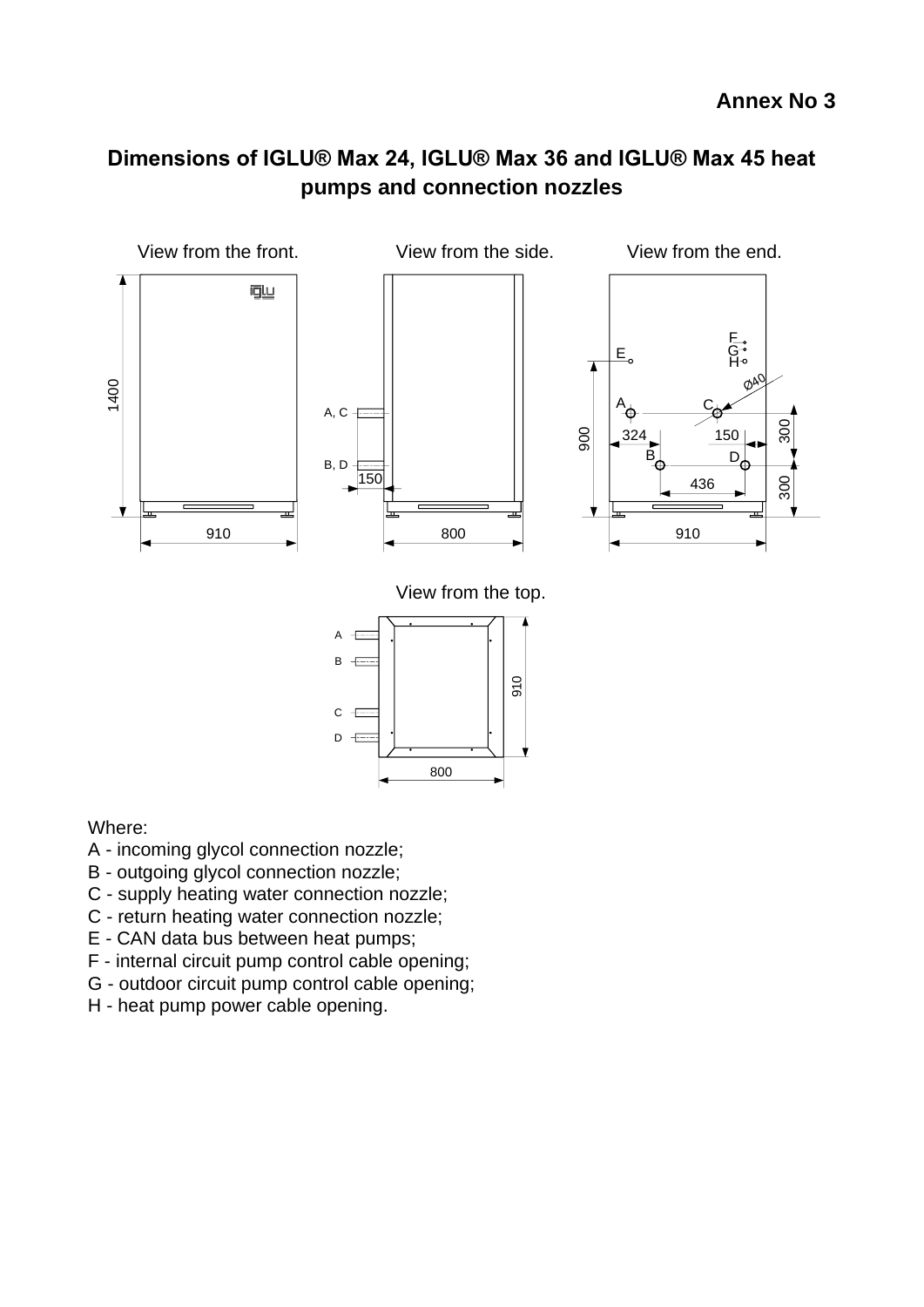**Annex No 3**

## Dimensions of IGLU® Max 24, IGLU® Max 36 and IGLU® Max 45 heat pumps and connection nozzles

View from the front. View from the side. View from the end.

View from the top.

Where:
A - incoming glycol connection nozzle;
B - outgoing glycol connection nozzle;
C - supply heating water connection nozzle;
C - return heating water connection nozzle;
E - CAN data bus between heat pumps;
F - internal circuit pump control cable opening;
G - outdoor circuit pump control cable opening;
H - heat pump power cable opening.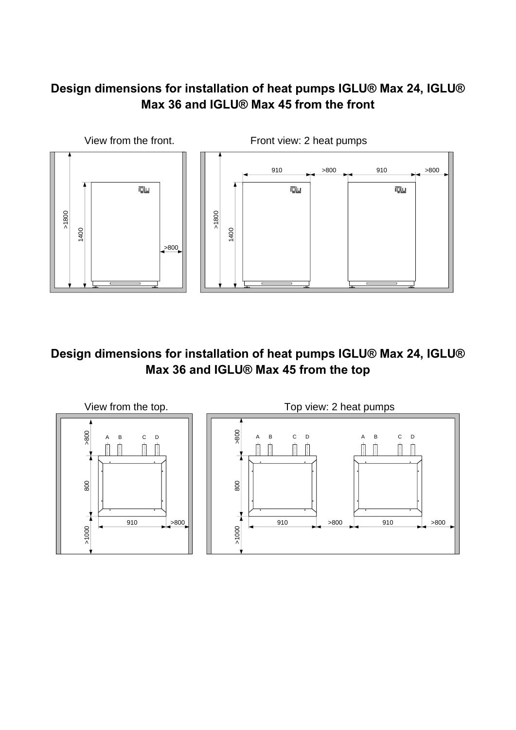## Design dimensions for installation of heat pumps IGLU® Max 24, IGLU® Max 36 and IGLU® Max 45 from the front

View from the front.

>1800

1400

>800

Front view: 2 heat pumps

910 >800 910 >800

>1800

1400

## Design dimensions for installation of heat pumps IGLU® Max 24, IGLU® Max 36 and IGLU® Max 45 from the top

View from the top.

>800

A B C D

800

910 >800

>1000

Top view: 2 heat pumps

>800

A B C D A B C D

800

910 >800 910 >800

>1000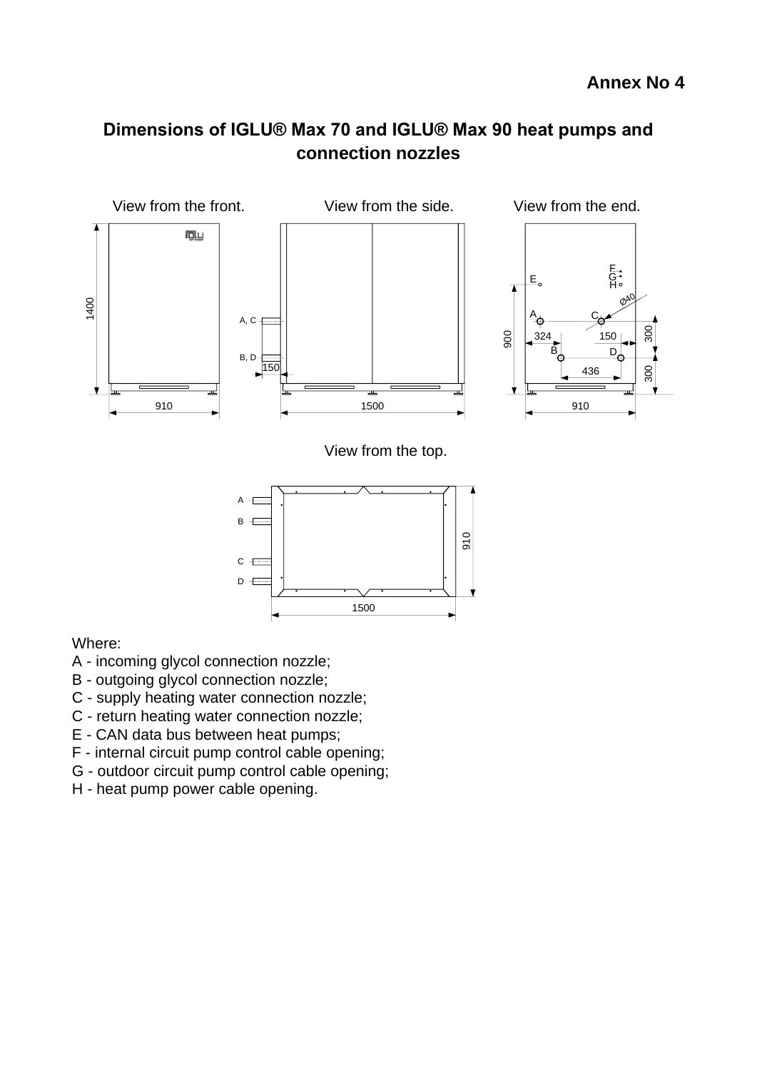**Annex No 4**

## Dimensions of IGLU® Max 70 and IGLU® Max 90 heat pumps and connection nozzles

View from the front. View from the side. View from the end.

View from the top.

Where:
A - incoming glycol connection nozzle;
B - outgoing glycol connection nozzle;
C - supply heating water connection nozzle;
C - return heating water connection nozzle;
E - CAN data bus between heat pumps;
F - internal circuit pump control cable opening;
G - outdoor circuit pump control cable opening;
H - heat pump power cable opening.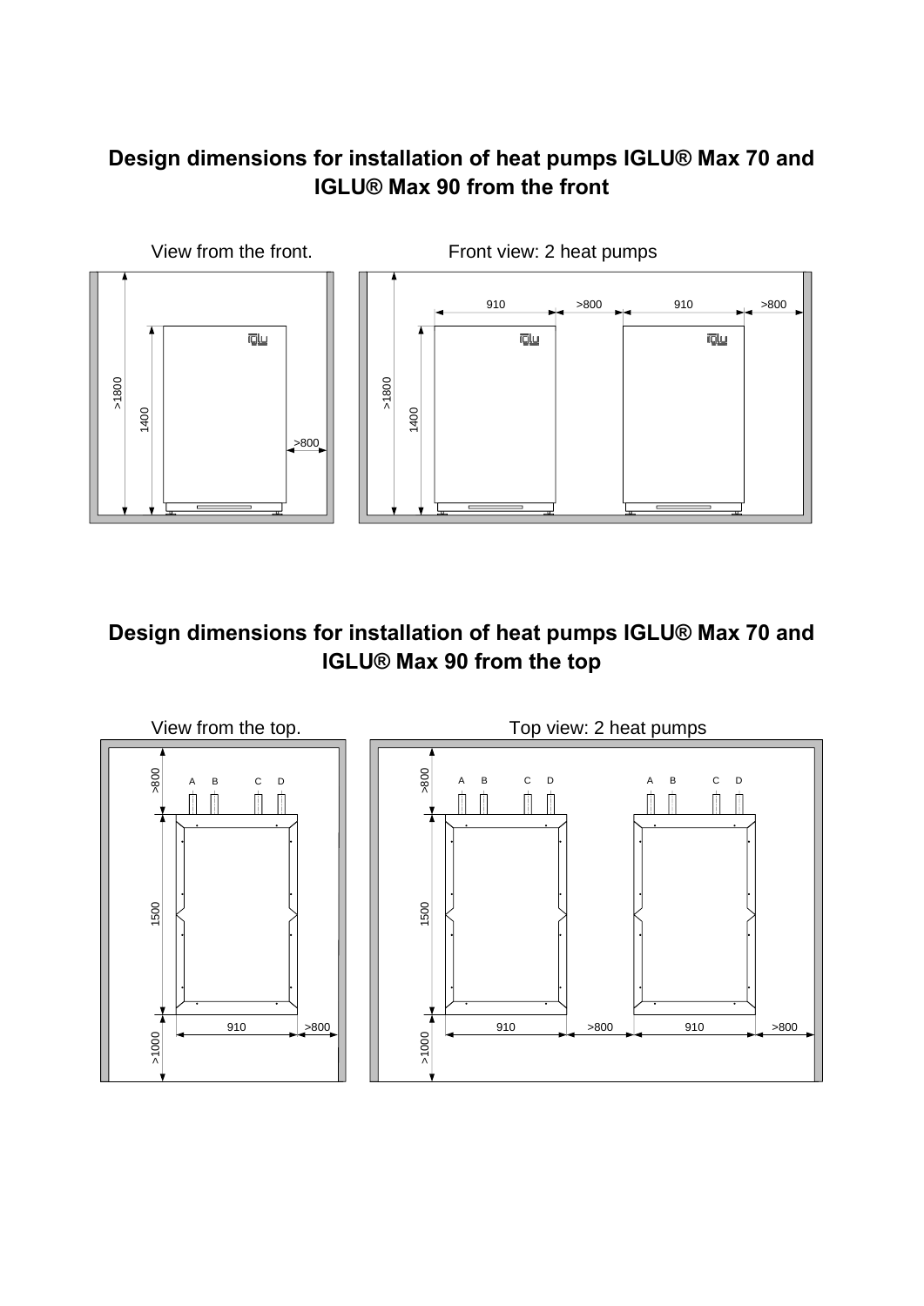## Design dimensions for installation of heat pumps IGLU® Max 70 and IGLU® Max 90 from the front

View from the front.

>1800

1400

>800

Front view: 2 heat pumps

910 >800 910 >800

>1800

1400

## Design dimensions for installation of heat pumps IGLU® Max 70 and IGLU® Max 90 from the top

View from the top.

>800

A B C D

1500

910 >800

>1000

Top view: 2 heat pumps

>800

A B C D A B C D

1500

910 >800 910 >800

>1000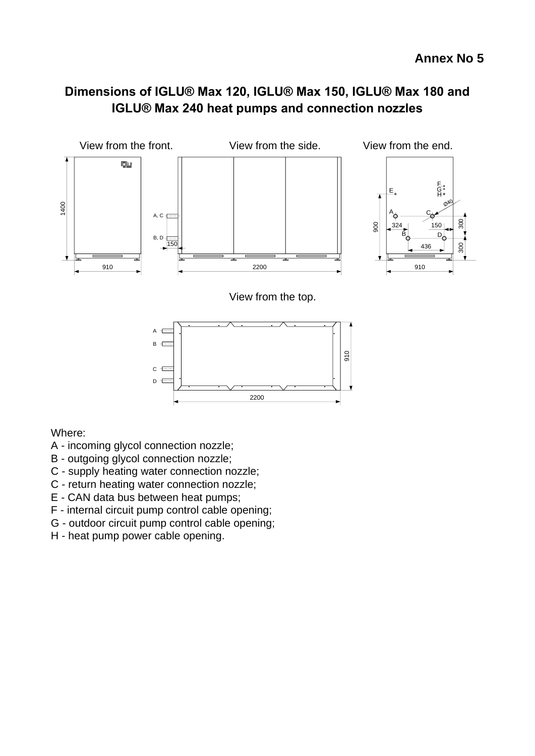**Annex No 5**

## Dimensions of IGLU® Max 120, IGLU® Max 150, IGLU® Max 180 and IGLU® Max 240 heat pumps and connection nozzles

View from the front. View from the side. View from the end.

View from the top.

Where:

A - incoming glycol connection nozzle;

B - outgoing glycol connection nozzle;

C - supply heating water connection nozzle;

C - return heating water connection nozzle;

E - CAN data bus between heat pumps;

F - internal circuit pump control cable opening;

G - outdoor circuit pump control cable opening;

H - heat pump power cable opening.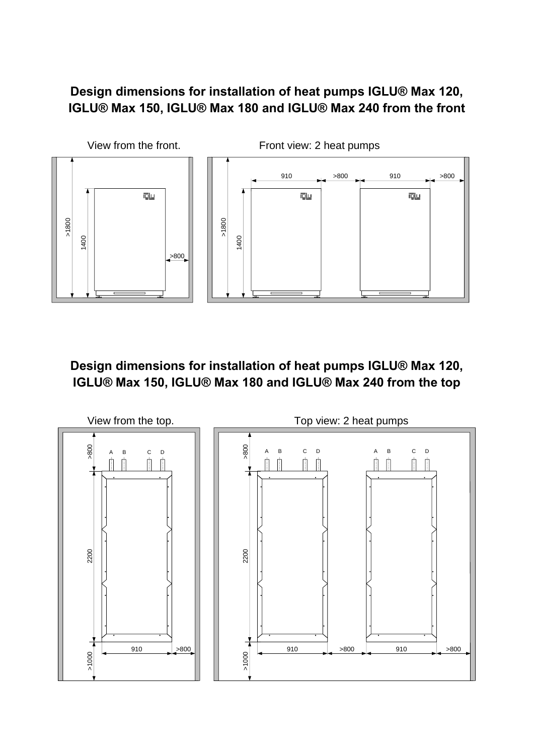## Design dimensions for installation of heat pumps IGLU® Max 120, IGLU® Max 150, IGLU® Max 180 and IGLU® Max 240 from the front

View from the front.

>1800

1400

>800

Front view: 2 heat pumps

910 >800 910 >800

>1800

1400

## Design dimensions for installation of heat pumps IGLU® Max 120, IGLU® Max 150, IGLU® Max 180 and IGLU® Max 240 from the top

View from the top.

>800

A B C D

2200

910 >800

>1000

Top view: 2 heat pumps

>800

A B C D A B C D

2200

910 >800 910 >800

>1000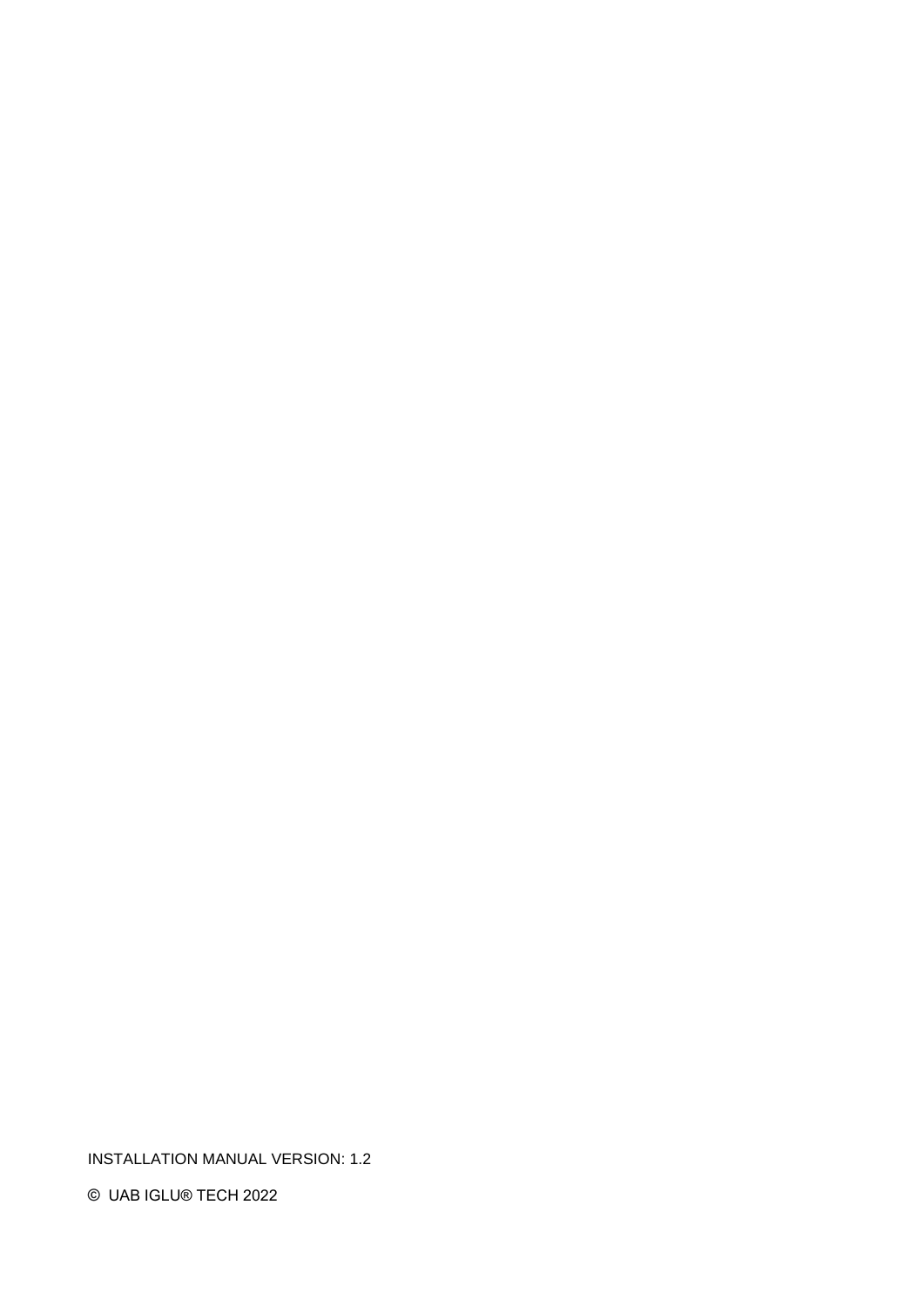INSTALLATION MANUAL VERSION: 1.2

© UAB IGLU® TECH 2022